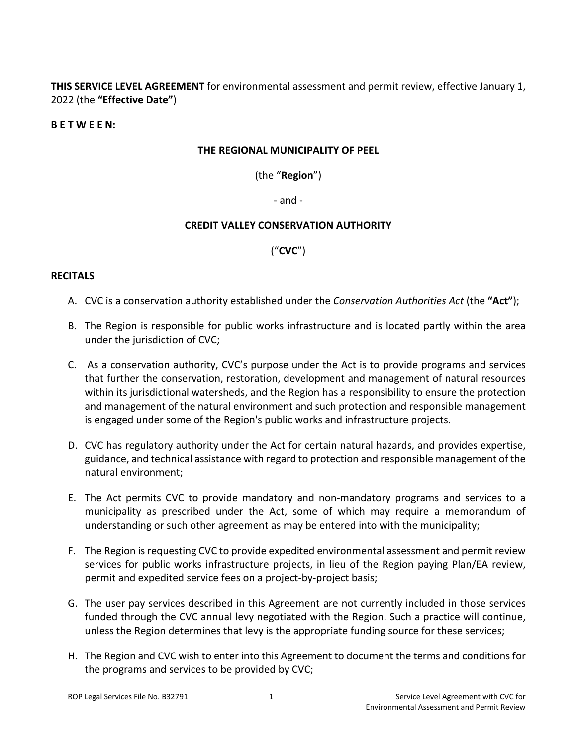**THIS SERVICE LEVEL AGREEMENT** for environmental assessment and permit review, effective January 1, 2022 (the **"Effective Date"**)

**B E T W E E N:**

**THE REGIONAL MUNICIPALITY OF PEEL**

(the "**Region**")

- and -

**CREDIT VALLEY CONSERVATION AUTHORITY**

("**CVC**")

**RECITALS**

A. CVC is a conservation authority established under the *Conservation Authorities Act* (the **"Act"**);

B. The Region is responsible for public works infrastructure and is located partly within the area under the jurisdiction of CVC;

C. As a conservation authority, CVC's purpose under the Act is to provide programs and services that further the conservation, restoration, development and management of natural resources within its jurisdictional watersheds, and the Region has a responsibility to ensure the protection and management of the natural environment and such protection and responsible management is engaged under some of the Region's public works and infrastructure projects.

D. CVC has regulatory authority under the Act for certain natural hazards, and provides expertise, guidance, and technical assistance with regard to protection and responsible management of the natural environment;

E. The Act permits CVC to provide mandatory and non-mandatory programs and services to a municipality as prescribed under the Act, some of which may require a memorandum of understanding or such other agreement as may be entered into with the municipality;

F. The Region is requesting CVC to provide expedited environmental assessment and permit review services for public works infrastructure projects, in lieu of the Region paying Plan/EA review, permit and expedited service fees on a project-by-project basis;

G. The user pay services described in this Agreement are not currently included in those services funded through the CVC annual levy negotiated with the Region. Such a practice will continue, unless the Region determines that levy is the appropriate funding source for these services;

H. The Region and CVC wish to enter into this Agreement to document the terms and conditions for the programs and services to be provided by CVC;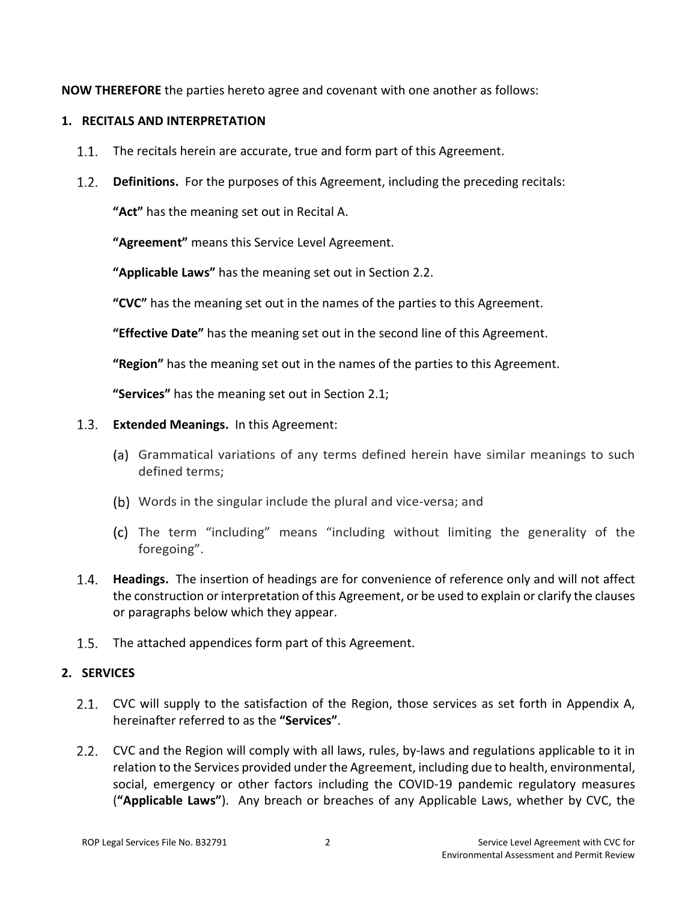**NOW THEREFORE** the parties hereto agree and covenant with one another as follows:

## 1. RECITALS AND INTERPRETATION

1.1. The recitals herein are accurate, true and form part of this Agreement.

1.2. **Definitions.** For the purposes of this Agreement, including the preceding recitals:

**"Act"** has the meaning set out in Recital A.

**"Agreement"** means this Service Level Agreement.

**"Applicable Laws"** has the meaning set out in Section 2.2.

**"CVC"** has the meaning set out in the names of the parties to this Agreement.

**"Effective Date"** has the meaning set out in the second line of this Agreement.

**"Region"** has the meaning set out in the names of the parties to this Agreement.

**"Services"** has the meaning set out in Section 2.1;

1.3. **Extended Meanings.** In this Agreement:

(a) Grammatical variations of any terms defined herein have similar meanings to such defined terms;

(b) Words in the singular include the plural and vice-versa; and

(c) The term "including" means "including without limiting the generality of the foregoing".

1.4. **Headings.** The insertion of headings are for convenience of reference only and will not affect the construction or interpretation of this Agreement, or be used to explain or clarify the clauses or paragraphs below which they appear.

1.5. The attached appendices form part of this Agreement.

## 2. SERVICES

2.1. CVC will supply to the satisfaction of the Region, those services as set forth in Appendix A, hereinafter referred to as the **"Services"**.

2.2. CVC and the Region will comply with all laws, rules, by-laws and regulations applicable to it in relation to the Services provided under the Agreement, including due to health, environmental, social, emergency or other factors including the COVID-19 pandemic regulatory measures (**"Applicable Laws"**). Any breach or breaches of any Applicable Laws, whether by CVC, the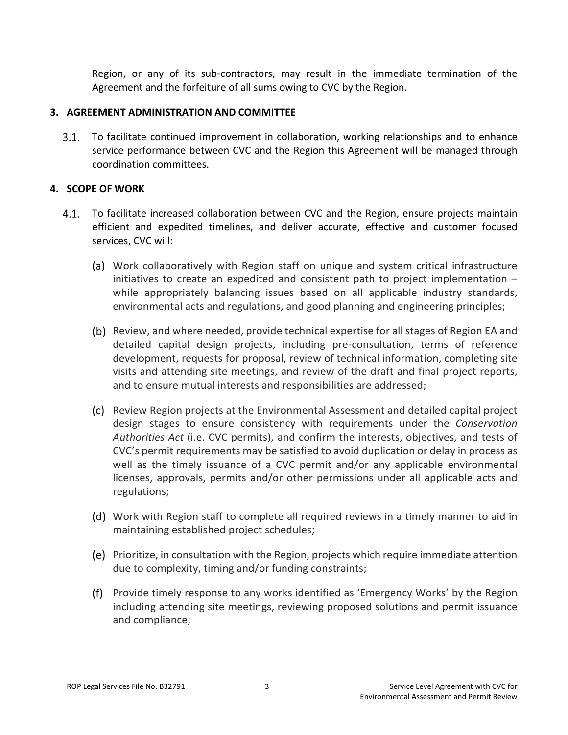Region, or any of its sub-contractors, may result in the immediate termination of the Agreement and the forfeiture of all sums owing to CVC by the Region.

## 3. AGREEMENT ADMINISTRATION AND COMMITTEE

3.1. To facilitate continued improvement in collaboration, working relationships and to enhance service performance between CVC and the Region this Agreement will be managed through coordination committees.

## 4. SCOPE OF WORK

4.1. To facilitate increased collaboration between CVC and the Region, ensure projects maintain efficient and expedited timelines, and deliver accurate, effective and customer focused services, CVC will:

(a) Work collaboratively with Region staff on unique and system critical infrastructure initiatives to create an expedited and consistent path to project implementation – while appropriately balancing issues based on all applicable industry standards, environmental acts and regulations, and good planning and engineering principles;

(b) Review, and where needed, provide technical expertise for all stages of Region EA and detailed capital design projects, including pre-consultation, terms of reference development, requests for proposal, review of technical information, completing site visits and attending site meetings, and review of the draft and final project reports, and to ensure mutual interests and responsibilities are addressed;

(c) Review Region projects at the Environmental Assessment and detailed capital project design stages to ensure consistency with requirements under the *Conservation Authorities Act* (i.e. CVC permits), and confirm the interests, objectives, and tests of CVC's permit requirements may be satisfied to avoid duplication or delay in process as well as the timely issuance of a CVC permit and/or any applicable environmental licenses, approvals, permits and/or other permissions under all applicable acts and regulations;

(d) Work with Region staff to complete all required reviews in a timely manner to aid in maintaining established project schedules;

(e) Prioritize, in consultation with the Region, projects which require immediate attention due to complexity, timing and/or funding constraints;

(f) Provide timely response to any works identified as 'Emergency Works' by the Region including attending site meetings, reviewing proposed solutions and permit issuance and compliance;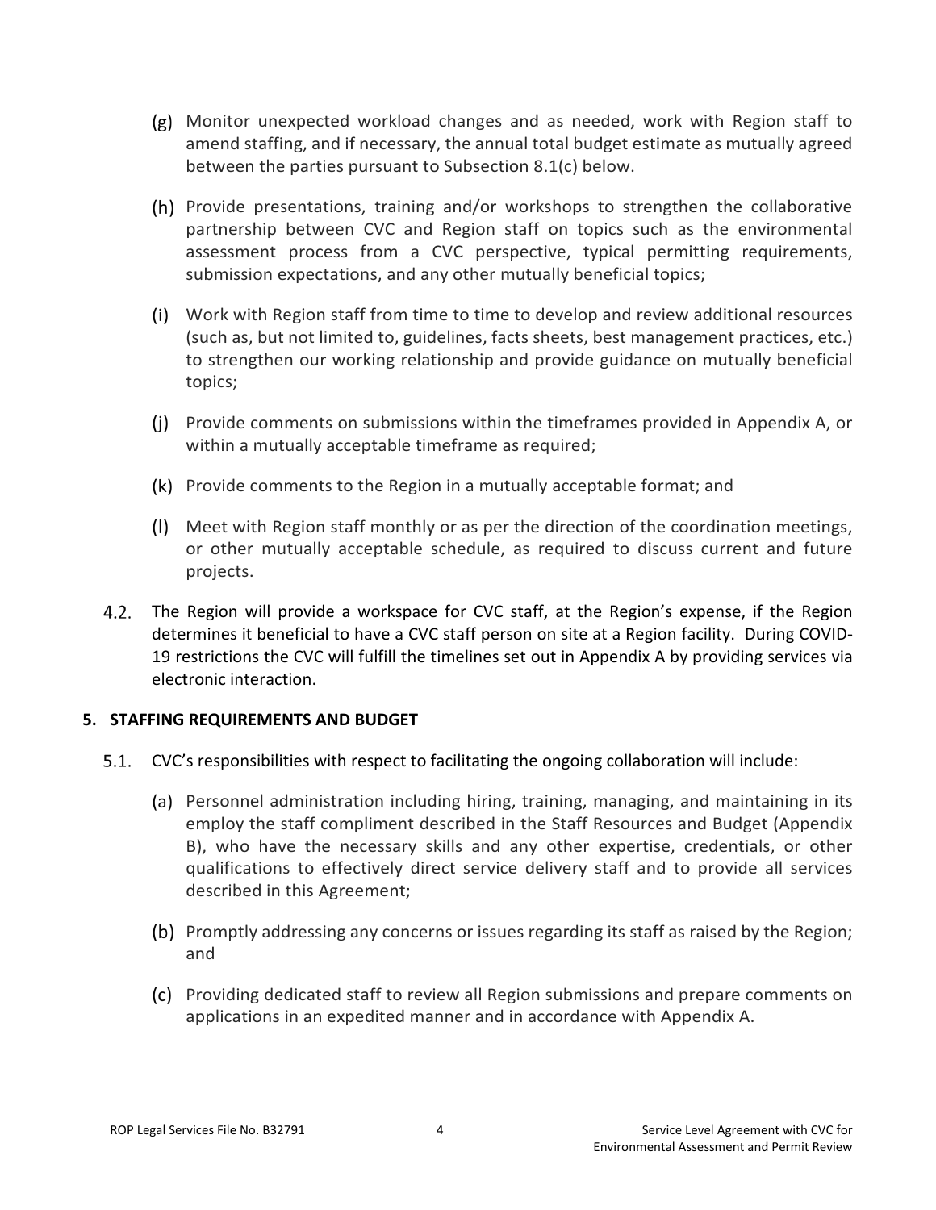(g) Monitor unexpected workload changes and as needed, work with Region staff to amend staffing, and if necessary, the annual total budget estimate as mutually agreed between the parties pursuant to Subsection 8.1(c) below.

(h) Provide presentations, training and/or workshops to strengthen the collaborative partnership between CVC and Region staff on topics such as the environmental assessment process from a CVC perspective, typical permitting requirements, submission expectations, and any other mutually beneficial topics;

(i) Work with Region staff from time to time to develop and review additional resources (such as, but not limited to, guidelines, facts sheets, best management practices, etc.) to strengthen our working relationship and provide guidance on mutually beneficial topics;

(j) Provide comments on submissions within the timeframes provided in Appendix A, or within a mutually acceptable timeframe as required;

(k) Provide comments to the Region in a mutually acceptable format; and

(l) Meet with Region staff monthly or as per the direction of the coordination meetings, or other mutually acceptable schedule, as required to discuss current and future projects.

4.2. The Region will provide a workspace for CVC staff, at the Region's expense, if the Region determines it beneficial to have a CVC staff person on site at a Region facility. During COVID-19 restrictions the CVC will fulfill the timelines set out in Appendix A by providing services via electronic interaction.

## 5. STAFFING REQUIREMENTS AND BUDGET

5.1. CVC's responsibilities with respect to facilitating the ongoing collaboration will include:

(a) Personnel administration including hiring, training, managing, and maintaining in its employ the staff compliment described in the Staff Resources and Budget (Appendix B), who have the necessary skills and any other expertise, credentials, or other qualifications to effectively direct service delivery staff and to provide all services described in this Agreement;

(b) Promptly addressing any concerns or issues regarding its staff as raised by the Region; and

(c) Providing dedicated staff to review all Region submissions and prepare comments on applications in an expedited manner and in accordance with Appendix A.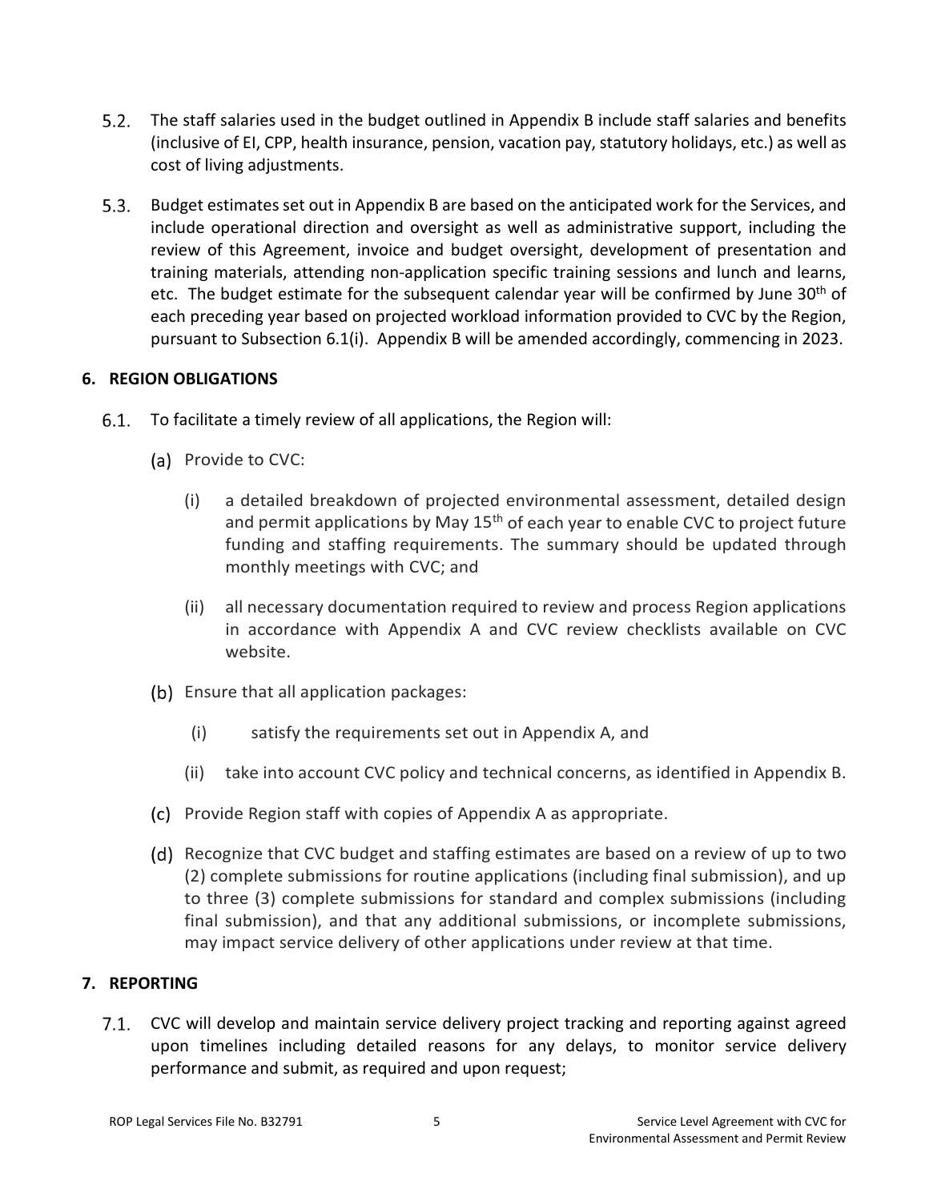5.2. The staff salaries used in the budget outlined in Appendix B include staff salaries and benefits (inclusive of EI, CPP, health insurance, pension, vacation pay, statutory holidays, etc.) as well as cost of living adjustments.

5.3. Budget estimates set out in Appendix B are based on the anticipated work for the Services, and include operational direction and oversight as well as administrative support, including the review of this Agreement, invoice and budget oversight, development of presentation and training materials, attending non-application specific training sessions and lunch and learns, etc. The budget estimate for the subsequent calendar year will be confirmed by June 30th of each preceding year based on projected workload information provided to CVC by the Region, pursuant to Subsection 6.1(i). Appendix B will be amended accordingly, commencing in 2023.

## 6. REGION OBLIGATIONS

6.1. To facilitate a timely review of all applications, the Region will:

(a) Provide to CVC:

(i) a detailed breakdown of projected environmental assessment, detailed design and permit applications by May 15th of each year to enable CVC to project future funding and staffing requirements. The summary should be updated through monthly meetings with CVC; and

(ii) all necessary documentation required to review and process Region applications in accordance with Appendix A and CVC review checklists available on CVC website.

(b) Ensure that all application packages:

(i) satisfy the requirements set out in Appendix A, and

(ii) take into account CVC policy and technical concerns, as identified in Appendix B.

(c) Provide Region staff with copies of Appendix A as appropriate.

(d) Recognize that CVC budget and staffing estimates are based on a review of up to two (2) complete submissions for routine applications (including final submission), and up to three (3) complete submissions for standard and complex submissions (including final submission), and that any additional submissions, or incomplete submissions, may impact service delivery of other applications under review at that time.

## 7. REPORTING

7.1. CVC will develop and maintain service delivery project tracking and reporting against agreed upon timelines including detailed reasons for any delays, to monitor service delivery performance and submit, as required and upon request;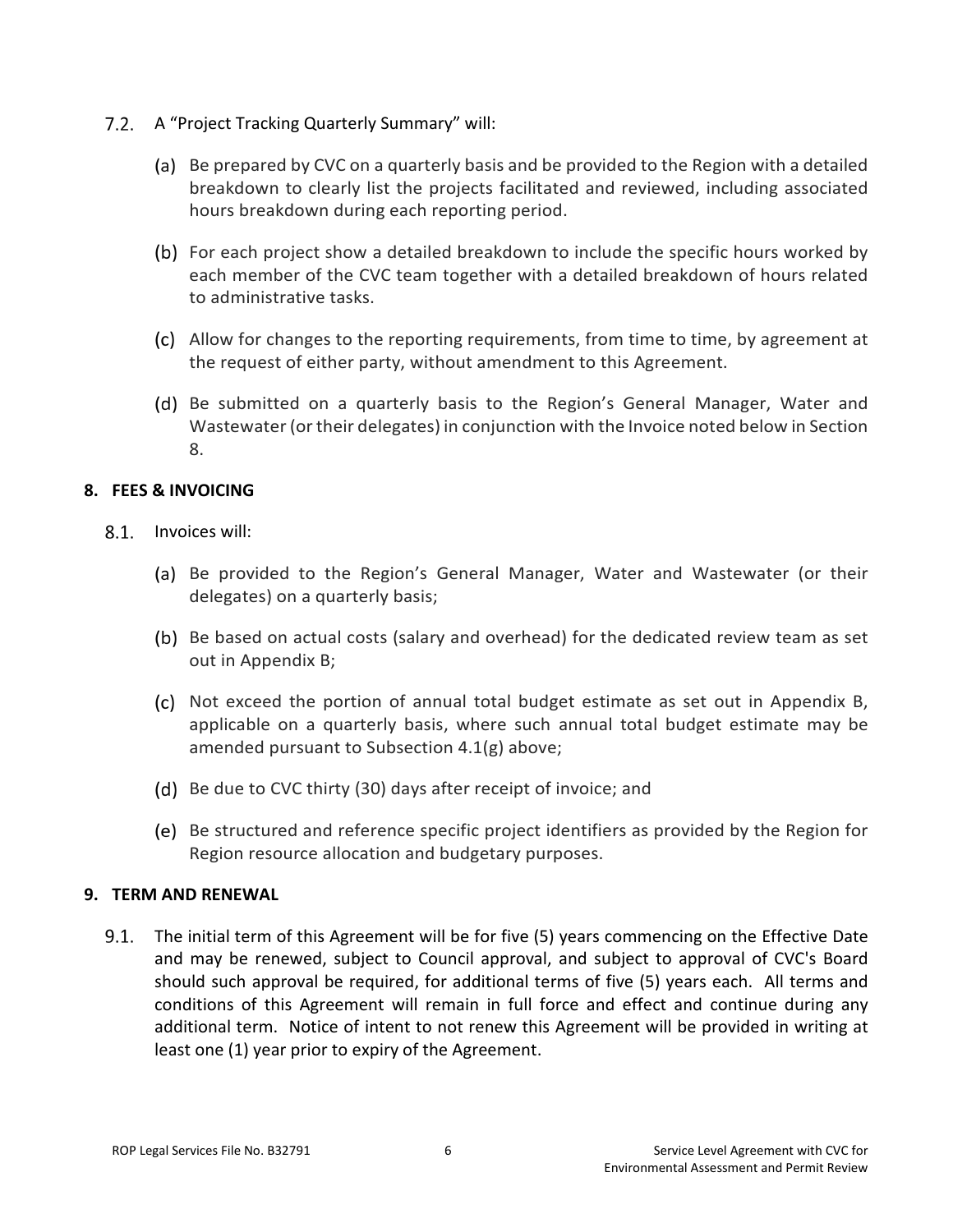7.2. A "Project Tracking Quarterly Summary" will:

(a) Be prepared by CVC on a quarterly basis and be provided to the Region with a detailed breakdown to clearly list the projects facilitated and reviewed, including associated hours breakdown during each reporting period.

(b) For each project show a detailed breakdown to include the specific hours worked by each member of the CVC team together with a detailed breakdown of hours related to administrative tasks.

(c) Allow for changes to the reporting requirements, from time to time, by agreement at the request of either party, without amendment to this Agreement.

(d) Be submitted on a quarterly basis to the Region's General Manager, Water and Wastewater (or their delegates) in conjunction with the Invoice noted below in Section 8.

## 8. FEES & INVOICING

8.1. Invoices will:

(a) Be provided to the Region's General Manager, Water and Wastewater (or their delegates) on a quarterly basis;

(b) Be based on actual costs (salary and overhead) for the dedicated review team as set out in Appendix B;

(c) Not exceed the portion of annual total budget estimate as set out in Appendix B, applicable on a quarterly basis, where such annual total budget estimate may be amended pursuant to Subsection 4.1(g) above;

(d) Be due to CVC thirty (30) days after receipt of invoice; and

(e) Be structured and reference specific project identifiers as provided by the Region for Region resource allocation and budgetary purposes.

## 9. TERM AND RENEWAL

9.1. The initial term of this Agreement will be for five (5) years commencing on the Effective Date and may be renewed, subject to Council approval, and subject to approval of CVC's Board should such approval be required, for additional terms of five (5) years each. All terms and conditions of this Agreement will remain in full force and effect and continue during any additional term. Notice of intent to not renew this Agreement will be provided in writing at least one (1) year prior to expiry of the Agreement.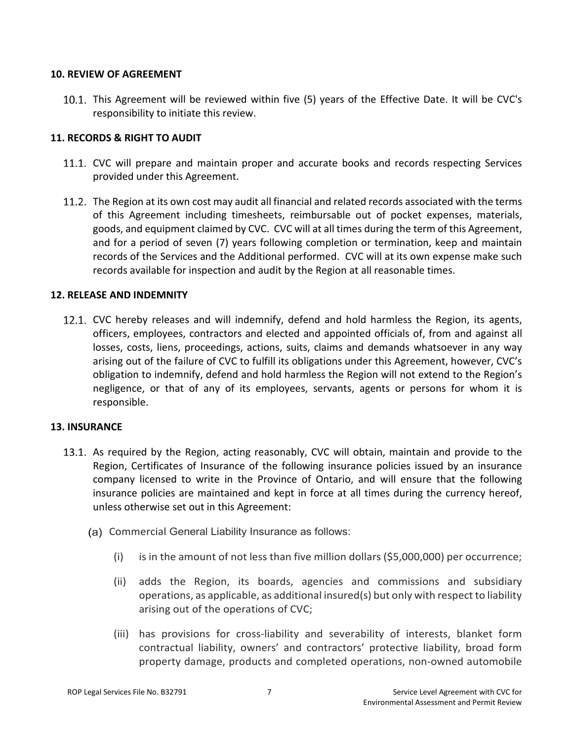## 10. REVIEW OF AGREEMENT

10.1. This Agreement will be reviewed within five (5) years of the Effective Date. It will be CVC's responsibility to initiate this review.

## 11. RECORDS & RIGHT TO AUDIT

11.1. CVC will prepare and maintain proper and accurate books and records respecting Services provided under this Agreement.

11.2. The Region at its own cost may audit all financial and related records associated with the terms of this Agreement including timesheets, reimbursable out of pocket expenses, materials, goods, and equipment claimed by CVC. CVC will at all times during the term of this Agreement, and for a period of seven (7) years following completion or termination, keep and maintain records of the Services and the Additional performed. CVC will at its own expense make such records available for inspection and audit by the Region at all reasonable times.

## 12. RELEASE AND INDEMNITY

12.1. CVC hereby releases and will indemnify, defend and hold harmless the Region, its agents, officers, employees, contractors and elected and appointed officials of, from and against all losses, costs, liens, proceedings, actions, suits, claims and demands whatsoever in any way arising out of the failure of CVC to fulfill its obligations under this Agreement, however, CVC's obligation to indemnify, defend and hold harmless the Region will not extend to the Region's negligence, or that of any of its employees, servants, agents or persons for whom it is responsible.

## 13. INSURANCE

13.1. As required by the Region, acting reasonably, CVC will obtain, maintain and provide to the Region, Certificates of Insurance of the following insurance policies issued by an insurance company licensed to write in the Province of Ontario, and will ensure that the following insurance policies are maintained and kept in force at all times during the currency hereof, unless otherwise set out in this Agreement:

(a) Commercial General Liability Insurance as follows:

(i) is in the amount of not less than five million dollars ($5,000,000) per occurrence;

(ii) adds the Region, its boards, agencies and commissions and subsidiary operations, as applicable, as additional insured(s) but only with respect to liability arising out of the operations of CVC;

(iii) has provisions for cross-liability and severability of interests, blanket form contractual liability, owners' and contractors' protective liability, broad form property damage, products and completed operations, non-owned automobile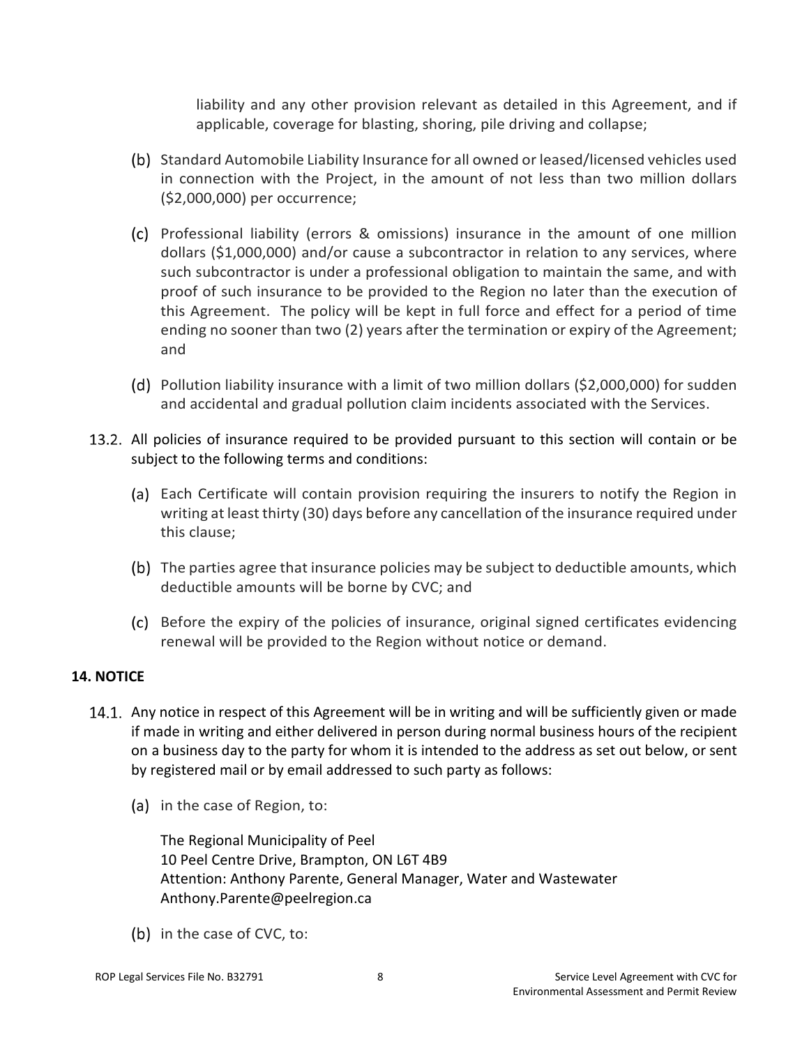liability and any other provision relevant as detailed in this Agreement, and if applicable, coverage for blasting, shoring, pile driving and collapse;

(b) Standard Automobile Liability Insurance for all owned or leased/licensed vehicles used in connection with the Project, in the amount of not less than two million dollars ($2,000,000) per occurrence;

(c) Professional liability (errors & omissions) insurance in the amount of one million dollars ($1,000,000) and/or cause a subcontractor in relation to any services, where such subcontractor is under a professional obligation to maintain the same, and with proof of such insurance to be provided to the Region no later than the execution of this Agreement. The policy will be kept in full force and effect for a period of time ending no sooner than two (2) years after the termination or expiry of the Agreement; and

(d) Pollution liability insurance with a limit of two million dollars ($2,000,000) for sudden and accidental and gradual pollution claim incidents associated with the Services.

13.2. All policies of insurance required to be provided pursuant to this section will contain or be subject to the following terms and conditions:

(a) Each Certificate will contain provision requiring the insurers to notify the Region in writing at least thirty (30) days before any cancellation of the insurance required under this clause;

(b) The parties agree that insurance policies may be subject to deductible amounts, which deductible amounts will be borne by CVC; and

(c) Before the expiry of the policies of insurance, original signed certificates evidencing renewal will be provided to the Region without notice or demand.

**14. NOTICE**

14.1. Any notice in respect of this Agreement will be in writing and will be sufficiently given or made if made in writing and either delivered in person during normal business hours of the recipient on a business day to the party for whom it is intended to the address as set out below, or sent by registered mail or by email addressed to such party as follows:

(a) in the case of Region, to:

The Regional Municipality of Peel
10 Peel Centre Drive, Brampton, ON L6T 4B9
Attention: Anthony Parente, General Manager, Water and Wastewater
Anthony.Parente@peelregion.ca

(b) in the case of CVC, to: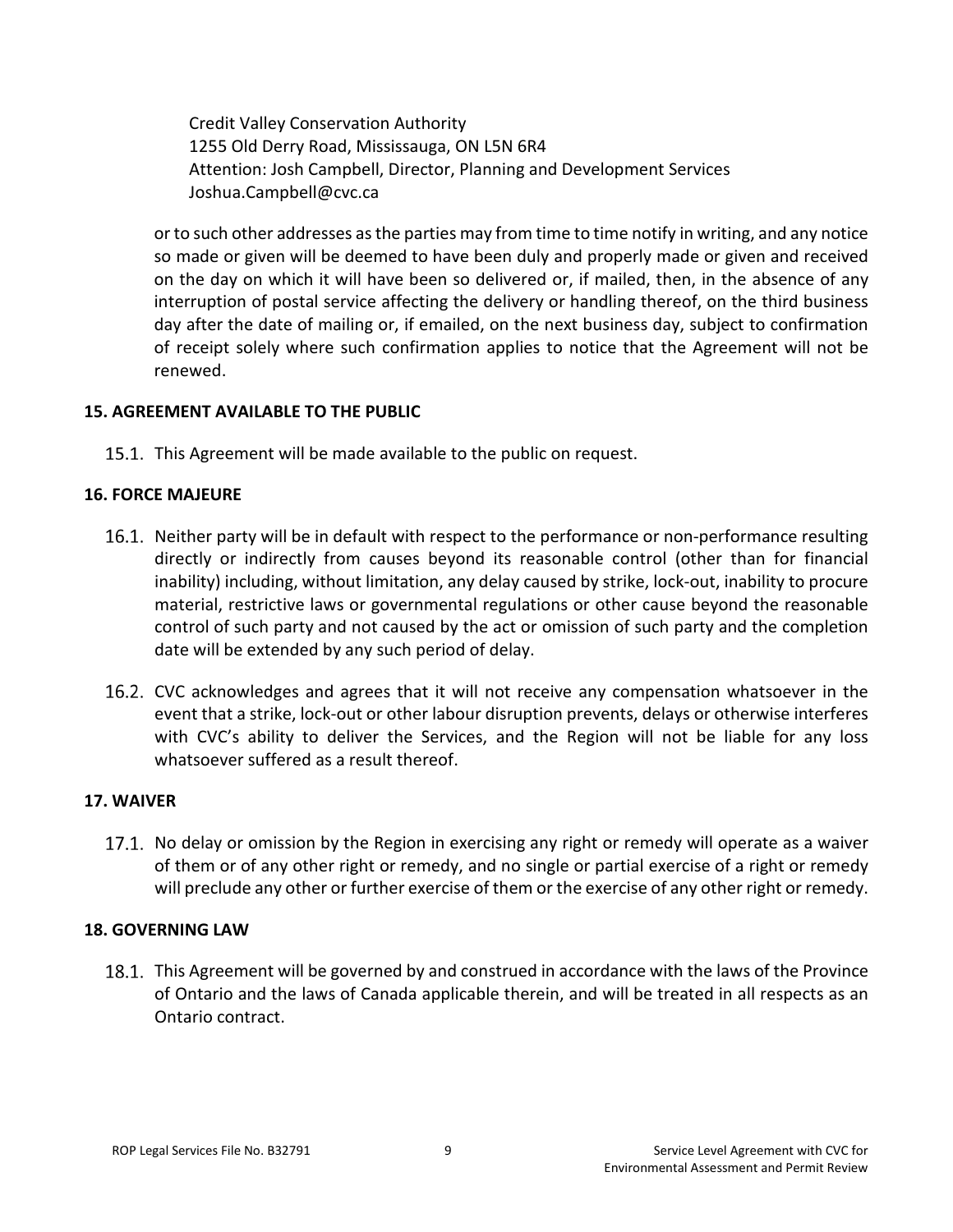Credit Valley Conservation Authority
1255 Old Derry Road, Mississauga, ON L5N 6R4
Attention: Josh Campbell, Director, Planning and Development Services
Joshua.Campbell@cvc.ca

or to such other addresses as the parties may from time to time notify in writing, and any notice so made or given will be deemed to have been duly and properly made or given and received on the day on which it will have been so delivered or, if mailed, then, in the absence of any interruption of postal service affecting the delivery or handling thereof, on the third business day after the date of mailing or, if emailed, on the next business day, subject to confirmation of receipt solely where such confirmation applies to notice that the Agreement will not be renewed.

**15. AGREEMENT AVAILABLE TO THE PUBLIC**

15.1. This Agreement will be made available to the public on request.

**16. FORCE MAJEURE**

16.1. Neither party will be in default with respect to the performance or non-performance resulting directly or indirectly from causes beyond its reasonable control (other than for financial inability) including, without limitation, any delay caused by strike, lock-out, inability to procure material, restrictive laws or governmental regulations or other cause beyond the reasonable control of such party and not caused by the act or omission of such party and the completion date will be extended by any such period of delay.

16.2. CVC acknowledges and agrees that it will not receive any compensation whatsoever in the event that a strike, lock-out or other labour disruption prevents, delays or otherwise interferes with CVC's ability to deliver the Services, and the Region will not be liable for any loss whatsoever suffered as a result thereof.

**17. WAIVER**

17.1. No delay or omission by the Region in exercising any right or remedy will operate as a waiver of them or of any other right or remedy, and no single or partial exercise of a right or remedy will preclude any other or further exercise of them or the exercise of any other right or remedy.

**18. GOVERNING LAW**

18.1. This Agreement will be governed by and construed in accordance with the laws of the Province of Ontario and the laws of Canada applicable therein, and will be treated in all respects as an Ontario contract.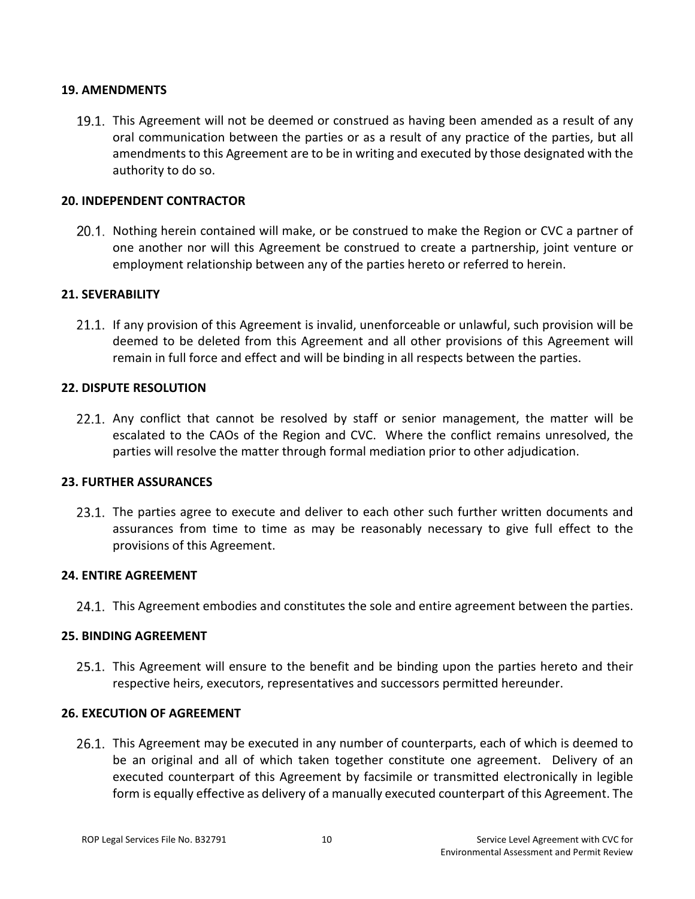## 19. AMENDMENTS

19.1. This Agreement will not be deemed or construed as having been amended as a result of any oral communication between the parties or as a result of any practice of the parties, but all amendments to this Agreement are to be in writing and executed by those designated with the authority to do so.

## 20. INDEPENDENT CONTRACTOR

20.1. Nothing herein contained will make, or be construed to make the Region or CVC a partner of one another nor will this Agreement be construed to create a partnership, joint venture or employment relationship between any of the parties hereto or referred to herein.

## 21. SEVERABILITY

21.1. If any provision of this Agreement is invalid, unenforceable or unlawful, such provision will be deemed to be deleted from this Agreement and all other provisions of this Agreement will remain in full force and effect and will be binding in all respects between the parties.

## 22. DISPUTE RESOLUTION

22.1. Any conflict that cannot be resolved by staff or senior management, the matter will be escalated to the CAOs of the Region and CVC. Where the conflict remains unresolved, the parties will resolve the matter through formal mediation prior to other adjudication.

## 23. FURTHER ASSURANCES

23.1. The parties agree to execute and deliver to each other such further written documents and assurances from time to time as may be reasonably necessary to give full effect to the provisions of this Agreement.

## 24. ENTIRE AGREEMENT

24.1. This Agreement embodies and constitutes the sole and entire agreement between the parties.

## 25. BINDING AGREEMENT

25.1. This Agreement will ensure to the benefit and be binding upon the parties hereto and their respective heirs, executors, representatives and successors permitted hereunder.

## 26. EXECUTION OF AGREEMENT

26.1. This Agreement may be executed in any number of counterparts, each of which is deemed to be an original and all of which taken together constitute one agreement. Delivery of an executed counterpart of this Agreement by facsimile or transmitted electronically in legible form is equally effective as delivery of a manually executed counterpart of this Agreement. The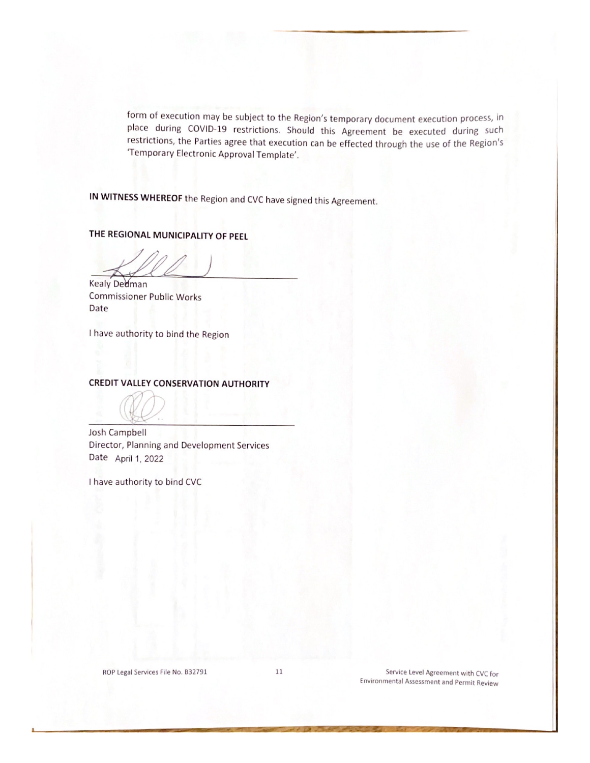form of execution may be subject to the Region's temporary document execution process, in place during COVID-19 restrictions. Should this Agreement be executed during such restrictions, the Parties agree that execution can be effected through the use of the Region's 'Temporary Electronic Approval Template'.

**IN WITNESS WHEREOF** the Region and CVC have signed this Agreement.

**THE REGIONAL MUNICIPALITY OF PEEL**

Kealy Dedman
Commissioner Public Works
Date

I have authority to bind the Region

**CREDIT VALLEY CONSERVATION AUTHORITY**

Josh Campbell
Director, Planning and Development Services
Date April 1, 2022

I have authority to bind CVC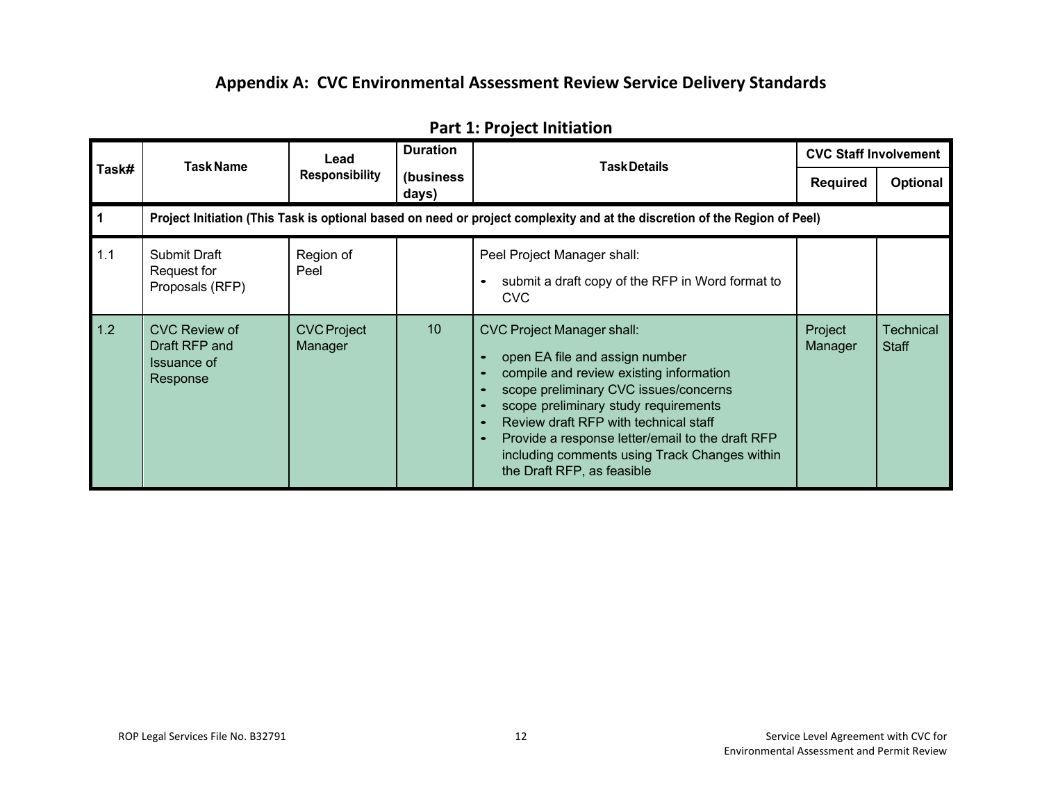## Appendix A: CVC Environmental Assessment Review Service Delivery Standards

### Part 1: Project Initiation

| Task# | Task Name | Lead Responsibility | Duration (business days) | Task Details | CVC Staff Involvement | |
|---|---|---|---|---|---|---|
| | | | | | Required | Optional |
| **1** | **Project Initiation (This Task is optional based on need or project complexity and at the discretion of the Region of Peel)** | | | | | |
| 1.1 | Submit Draft Request for Proposals (RFP) | Region of Peel | | Peel Project Manager shall:<br>• submit a draft copy of the RFP in Word format to CVC | | |
| 1.2 | CVC Review of Draft RFP and Issuance of Response | CVC Project Manager | 10 | CVC Project Manager shall:<br>• open EA file and assign number<br>• compile and review existing information<br>• scope preliminary CVC issues/concerns<br>• scope preliminary study requirements<br>• Review draft RFP with technical staff<br>• Provide a response letter/email to the draft RFP including comments using Track Changes within the Draft RFP, as feasible | Project Manager | Technical Staff |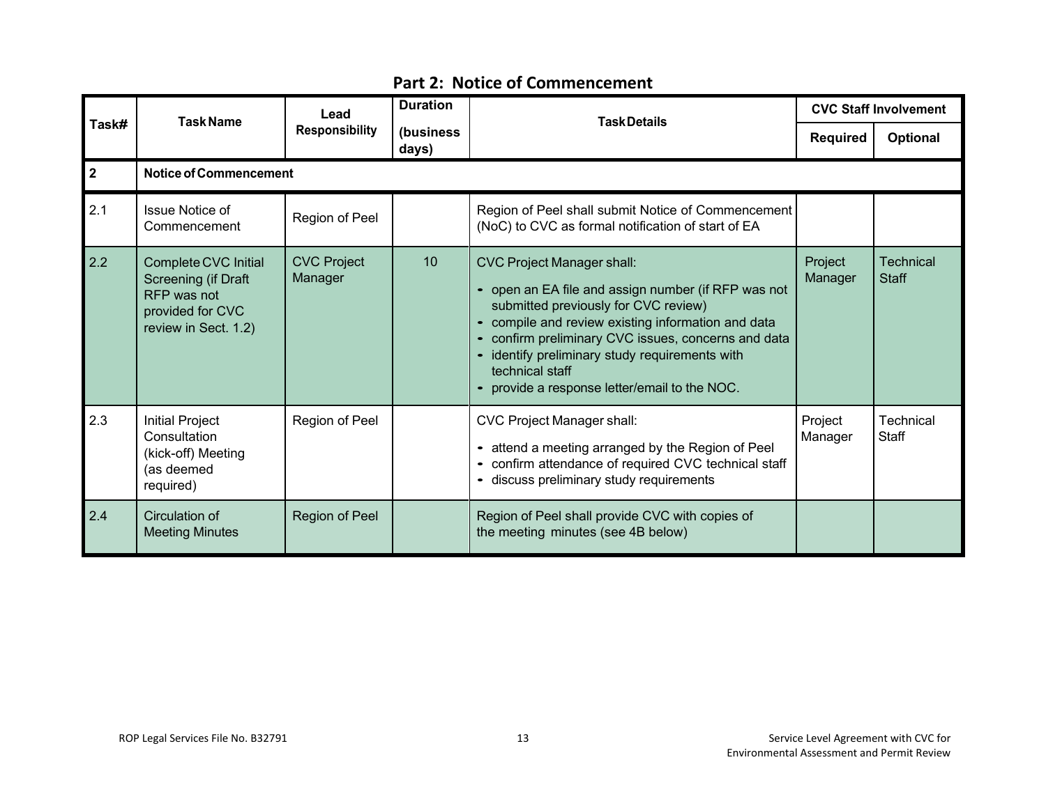## Part 2: Notice of Commencement

| Task# | Task Name | Lead Responsibility | Duration (business days) | Task Details | CVC Staff Involvement | |
|---|---|---|---|---|---|---|
| | | | | | Required | Optional |
| **2** | **Notice of Commencement** | | | | | |
| 2.1 | Issue Notice of Commencement | Region of Peel | | Region of Peel shall submit Notice of Commencement (NoC) to CVC as formal notification of start of EA | | |
| 2.2 | Complete CVC Initial Screening (if Draft RFP was not provided for CVC review in Sect. 1.2) | CVC Project Manager | 10 | CVC Project Manager shall:<br>• open an EA file and assign number (if RFP was not submitted previously for CVC review)<br>• compile and review existing information and data<br>• confirm preliminary CVC issues, concerns and data<br>• identify preliminary study requirements with technical staff<br>• provide a response letter/email to the NOC. | Project Manager | Technical Staff |
| 2.3 | Initial Project Consultation (kick-off) Meeting (as deemed required) | Region of Peel | | CVC Project Manager shall:<br>• attend a meeting arranged by the Region of Peel<br>• confirm attendance of required CVC technical staff<br>• discuss preliminary study requirements | Project Manager | Technical Staff |
| 2.4 | Circulation of Meeting Minutes | Region of Peel | | Region of Peel shall provide CVC with copies of the meeting minutes (see 4B below) | | |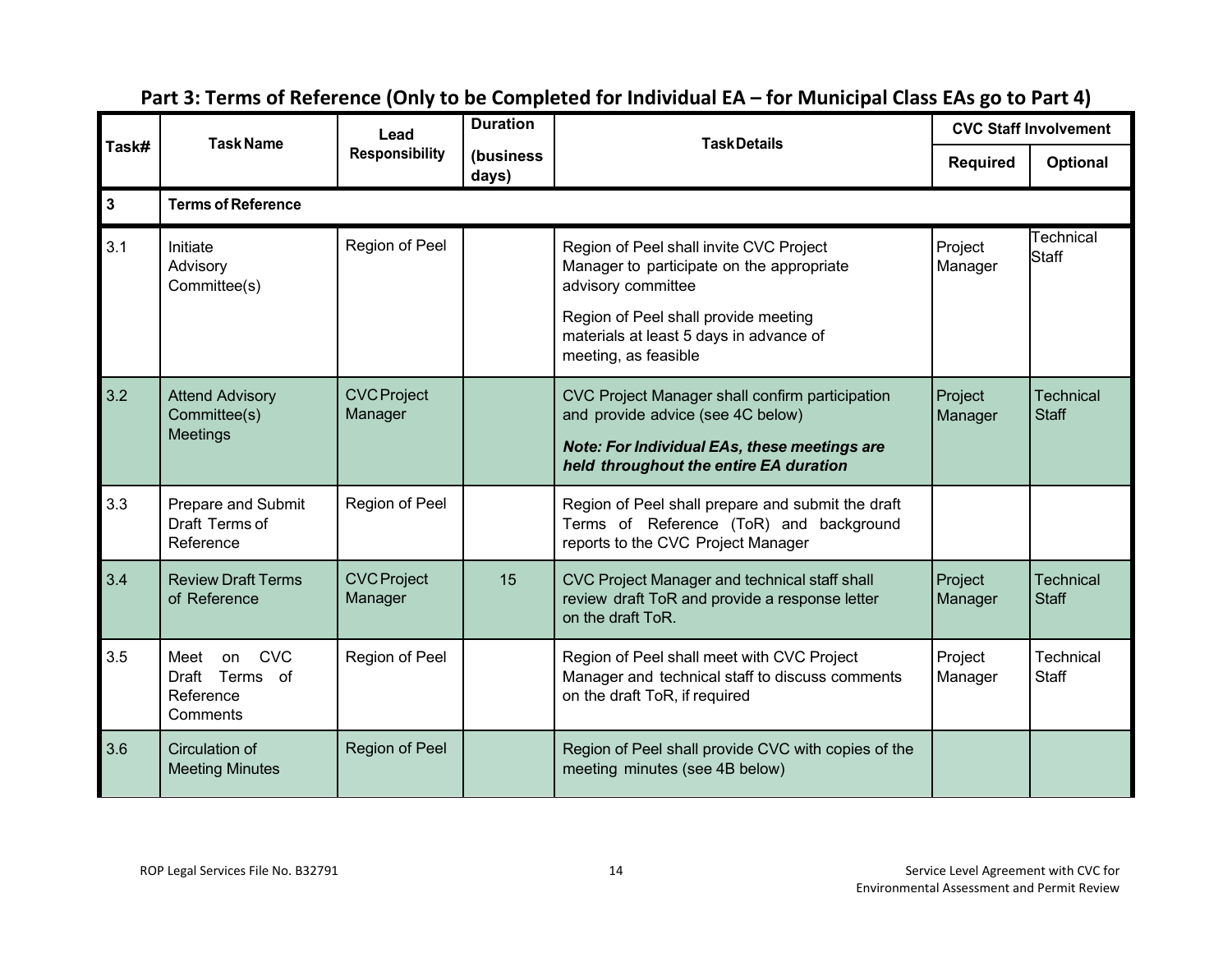## Part 3: Terms of Reference (Only to be Completed for Individual EA – for Municipal Class EAs go to Part 4)

| Task# | Task Name | Lead Responsibility | Duration (business days) | Task Details | CVC Staff Involvement | |
|---|---|---|---|---|---|---|
| | | | | | **Required** | **Optional** |
| **3** | **Terms of Reference** | | | | | |
| 3.1 | Initiate Advisory Committee(s) | Region of Peel | | Region of Peel shall invite CVC Project Manager to participate on the appropriate advisory committee<br><br>Region of Peel shall provide meeting materials at least 5 days in advance of meeting, as feasible | Project Manager | Technical Staff |
| 3.2 | Attend Advisory Committee(s) Meetings | CVC Project Manager | | CVC Project Manager shall confirm participation and provide advice (see 4C below)<br><br>***Note: For Individual EAs, these meetings are held throughout the entire EA duration*** | Project Manager | Technical Staff |
| 3.3 | Prepare and Submit Draft Terms of Reference | Region of Peel | | Region of Peel shall prepare and submit the draft Terms of Reference (ToR) and background reports to the CVC Project Manager | | |
| 3.4 | Review Draft Terms of Reference | CVC Project Manager | 15 | CVC Project Manager and technical staff shall review draft ToR and provide a response letter on the draft ToR. | Project Manager | Technical Staff |
| 3.5 | Meet on CVC Draft Terms of Reference Comments | Region of Peel | | Region of Peel shall meet with CVC Project Manager and technical staff to discuss comments on the draft ToR, if required | Project Manager | Technical Staff |
| 3.6 | Circulation of Meeting Minutes | Region of Peel | | Region of Peel shall provide CVC with copies of the meeting minutes (see 4B below) | | |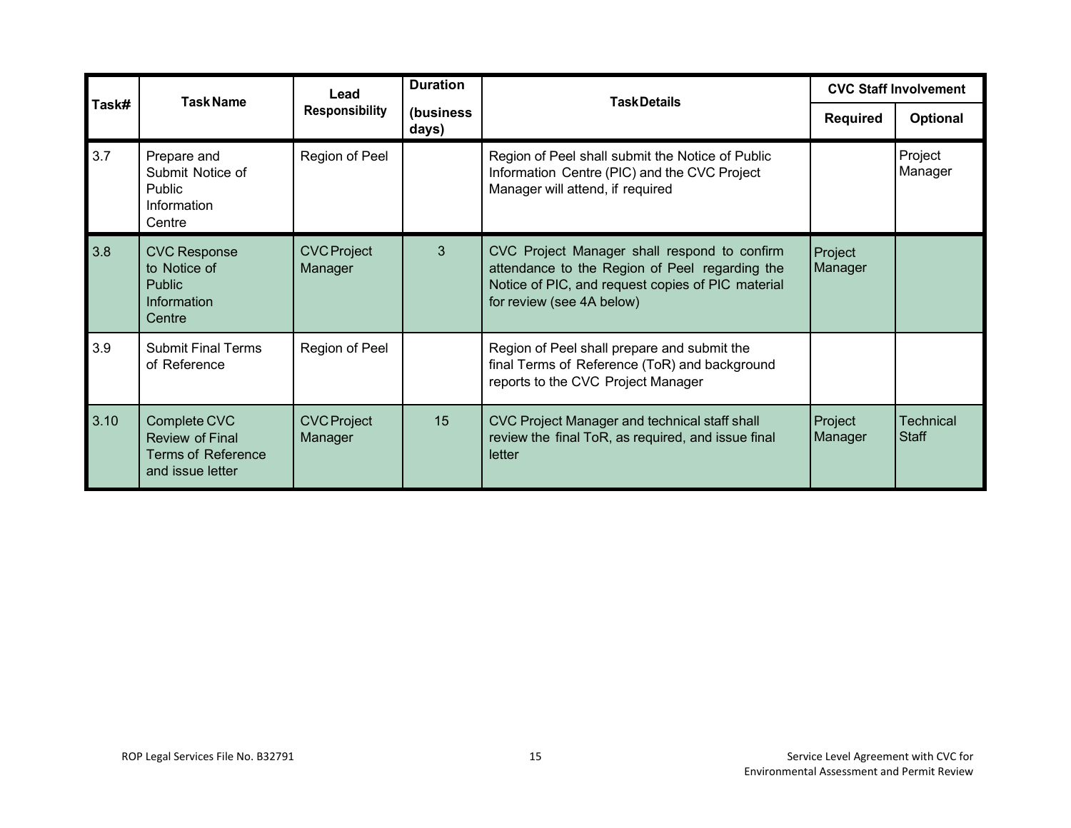| Task# | Task Name | Lead Responsibility | Duration (business days) | Task Details | CVC Staff Involvement | |
|---|---|---|---|---|---|---|
| | | | | | Required | Optional |
| 3.7 | Prepare and Submit Notice of Public Information Centre | Region of Peel | | Region of Peel shall submit the Notice of Public Information Centre (PIC) and the CVC Project Manager will attend, if required | | Project Manager |
| 3.8 | CVC Response to Notice of Public Information Centre | CVC Project Manager | 3 | CVC Project Manager shall respond to confirm attendance to the Region of Peel regarding the Notice of PIC, and request copies of PIC material for review (see 4A below) | Project Manager | |
| 3.9 | Submit Final Terms of Reference | Region of Peel | | Region of Peel shall prepare and submit the final Terms of Reference (ToR) and background reports to the CVC Project Manager | | |
| 3.10 | Complete CVC Review of Final Terms of Reference and issue letter | CVC Project Manager | 15 | CVC Project Manager and technical staff shall review the final ToR, as required, and issue final letter | Project Manager | Technical Staff |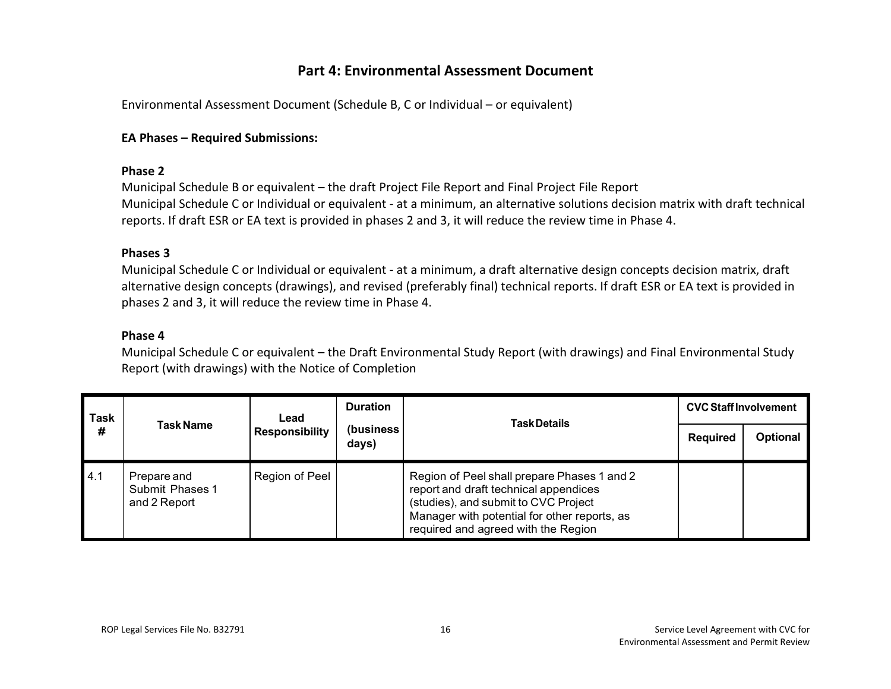## Part 4: Environmental Assessment Document

Environmental Assessment Document (Schedule B, C or Individual – or equivalent)

**EA Phases – Required Submissions:**

**Phase 2**

Municipal Schedule B or equivalent – the draft Project File Report and Final Project File Report
Municipal Schedule C or Individual or equivalent - at a minimum, an alternative solutions decision matrix with draft technical reports. If draft ESR or EA text is provided in phases 2 and 3, it will reduce the review time in Phase 4.

**Phases 3**

Municipal Schedule C or Individual or equivalent - at a minimum, a draft alternative design concepts decision matrix, draft alternative design concepts (drawings), and revised (preferably final) technical reports. If draft ESR or EA text is provided in phases 2 and 3, it will reduce the review time in Phase 4.

**Phase 4**

Municipal Schedule C or equivalent – the Draft Environmental Study Report (with drawings) and Final Environmental Study Report (with drawings) with the Notice of Completion

| Task # | Task Name | Lead Responsibility | Duration (business days) | Task Details | CVC Staff Involvement | |
|---|---|---|---|---|---|---|
| | | | | | Required | Optional |
| 4.1 | Prepare and Submit Phases 1 and 2 Report | Region of Peel | | Region of Peel shall prepare Phases 1 and 2 report and draft technical appendices (studies), and submit to CVC Project Manager with potential for other reports, as required and agreed with the Region | | |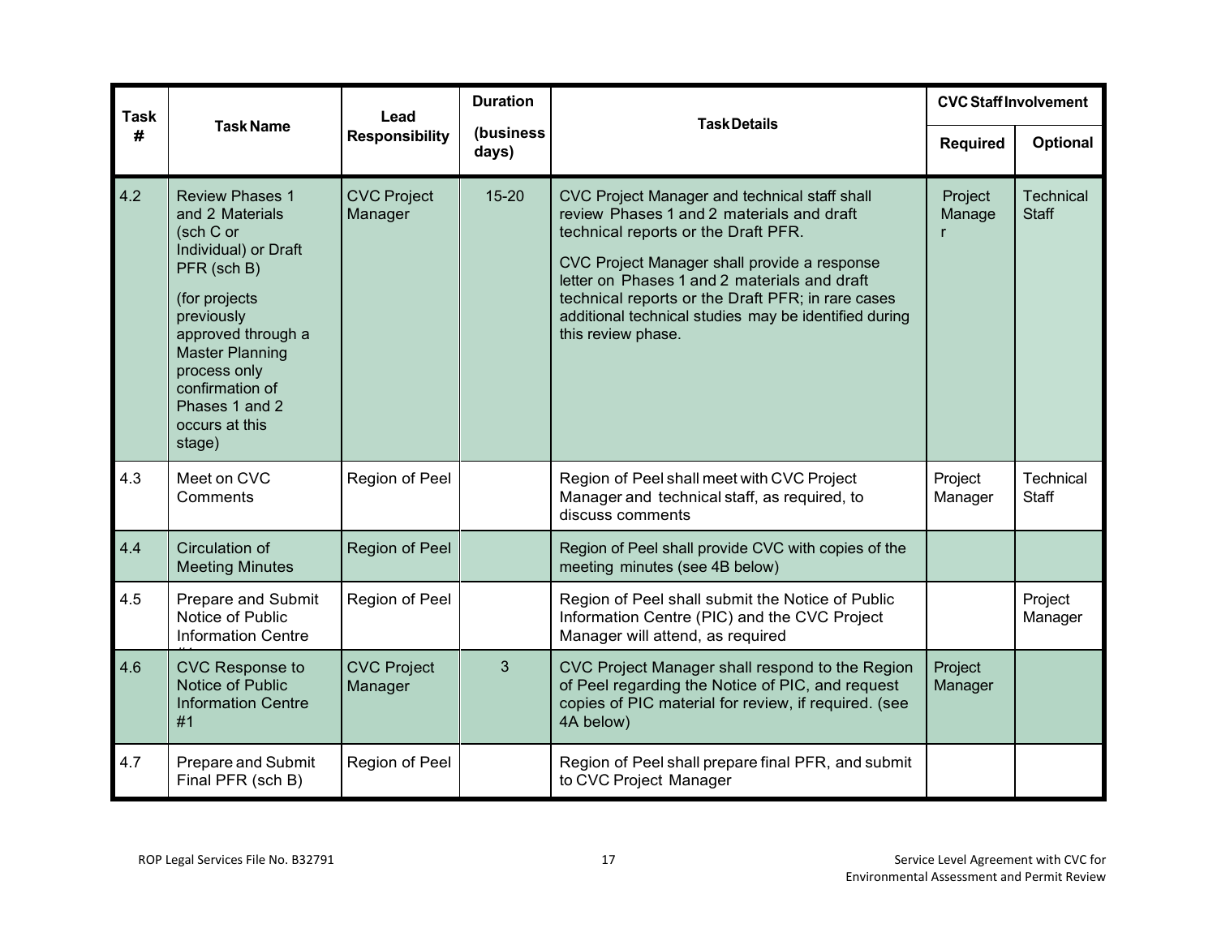| Task # | Task Name | Lead Responsibility | Duration (business days) | Task Details | CVC Staff Involvement | |
|---|---|---|---|---|---|---|
| | | | | | Required | Optional |
| 4.2 | Review Phases 1 and 2 Materials (sch C or Individual) or Draft PFR (sch B)<br><br>(for projects previously approved through a Master Planning process only confirmation of Phases 1 and 2 occurs at this stage) | CVC Project Manager | 15-20 | CVC Project Manager and technical staff shall review Phases 1 and 2 materials and draft technical reports or the Draft PFR.<br><br>CVC Project Manager shall provide a response letter on Phases 1 and 2 materials and draft technical reports or the Draft PFR; in rare cases additional technical studies may be identified during this review phase. | Project Manager | Technical Staff |
| 4.3 | Meet on CVC Comments | Region of Peel | | Region of Peel shall meet with CVC Project Manager and technical staff, as required, to discuss comments | Project Manager | Technical Staff |
| 4.4 | Circulation of Meeting Minutes | Region of Peel | | Region of Peel shall provide CVC with copies of the meeting minutes (see 4B below) | | |
| 4.5 | Prepare and Submit Notice of Public Information Centre #1 | Region of Peel | | Region of Peel shall submit the Notice of Public Information Centre (PIC) and the CVC Project Manager will attend, as required | | Project Manager |
| 4.6 | CVC Response to Notice of Public Information Centre #1 | CVC Project Manager | 3 | CVC Project Manager shall respond to the Region of Peel regarding the Notice of PIC, and request copies of PIC material for review, if required. (see 4A below) | Project Manager | |
| 4.7 | Prepare and Submit Final PFR (sch B) | Region of Peel | | Region of Peel shall prepare final PFR, and submit to CVC Project Manager | | |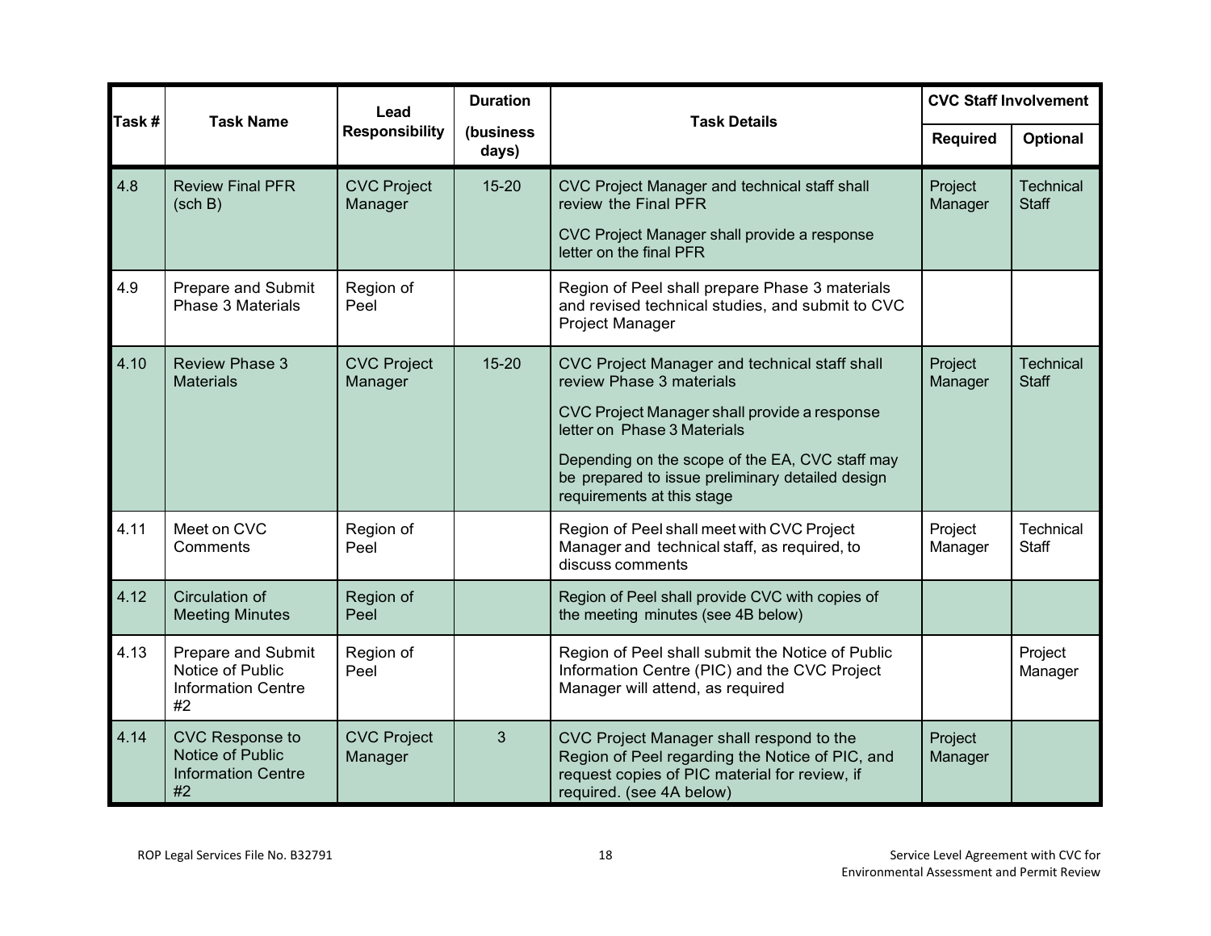| Task # | Task Name | Lead Responsibility | Duration (business days) | Task Details | CVC Staff Involvement | |
|---|---|---|---|---|---|---|
| | | | | | Required | Optional |
| 4.8 | Review Final PFR (sch B) | CVC Project Manager | 15-20 | CVC Project Manager and technical staff shall review the Final PFR<br><br>CVC Project Manager shall provide a response letter on the final PFR | Project Manager | Technical Staff |
| 4.9 | Prepare and Submit Phase 3 Materials | Region of Peel | | Region of Peel shall prepare Phase 3 materials and revised technical studies, and submit to CVC Project Manager | | |
| 4.10 | Review Phase 3 Materials | CVC Project Manager | 15-20 | CVC Project Manager and technical staff shall review Phase 3 materials<br><br>CVC Project Manager shall provide a response letter on Phase 3 Materials<br><br>Depending on the scope of the EA, CVC staff may be prepared to issue preliminary detailed design requirements at this stage | Project Manager | Technical Staff |
| 4.11 | Meet on CVC Comments | Region of Peel | | Region of Peel shall meet with CVC Project Manager and technical staff, as required, to discuss comments | Project Manager | Technical Staff |
| 4.12 | Circulation of Meeting Minutes | Region of Peel | | Region of Peel shall provide CVC with copies of the meeting minutes (see 4B below) | | |
| 4.13 | Prepare and Submit Notice of Public Information Centre #2 | Region of Peel | | Region of Peel shall submit the Notice of Public Information Centre (PIC) and the CVC Project Manager will attend, as required | | Project Manager |
| 4.14 | CVC Response to Notice of Public Information Centre #2 | CVC Project Manager | 3 | CVC Project Manager shall respond to the Region of Peel regarding the Notice of PIC, and request copies of PIC material for review, if required. (see 4A below) | Project Manager | |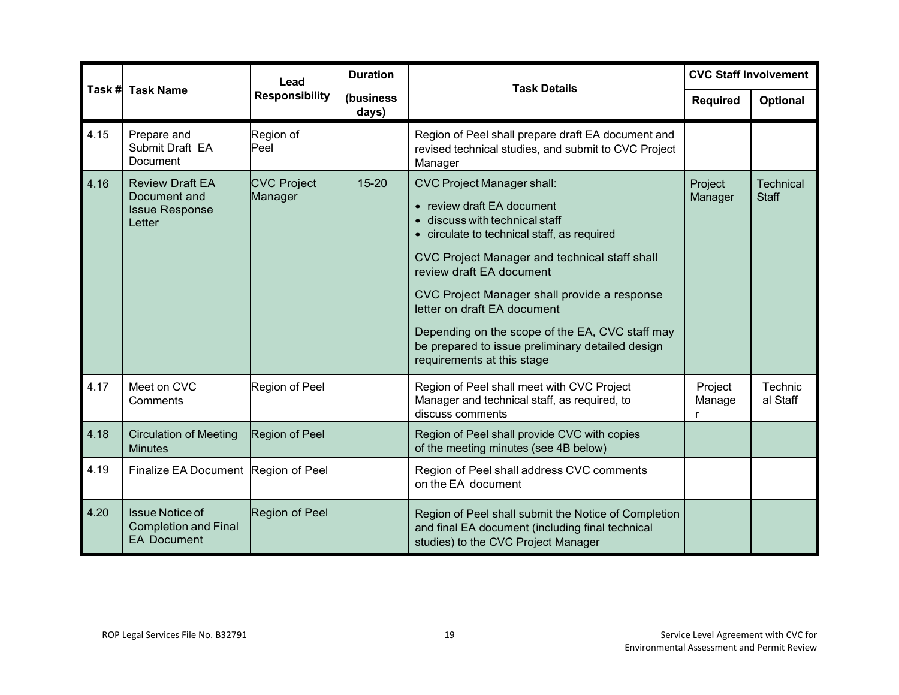| Task # | Task Name | Lead Responsibility | Duration (business days) | Task Details | CVC Staff Involvement | |
|---|---|---|---|---|---|---|
| | | | | | Required | Optional |
| 4.15 | Prepare and Submit Draft EA Document | Region of Peel | | Region of Peel shall prepare draft EA document and revised technical studies, and submit to CVC Project Manager | | |
| 4.16 | Review Draft EA Document and Issue Response Letter | CVC Project Manager | 15-20 | CVC Project Manager shall:<br>• review draft EA document<br>• discuss with technical staff<br>• circulate to technical staff, as required<br><br>CVC Project Manager and technical staff shall review draft EA document<br><br>CVC Project Manager shall provide a response letter on draft EA document<br><br>Depending on the scope of the EA, CVC staff may be prepared to issue preliminary detailed design requirements at this stage | Project Manager | Technical Staff |
| 4.17 | Meet on CVC Comments | Region of Peel | | Region of Peel shall meet with CVC Project Manager and technical staff, as required, to discuss comments | Project Manager | Technical Staff |
| 4.18 | Circulation of Meeting Minutes | Region of Peel | | Region of Peel shall provide CVC with copies of the meeting minutes (see 4B below) | | |
| 4.19 | Finalize EA Document | Region of Peel | | Region of Peel shall address CVC comments on the EA document | | |
| 4.20 | Issue Notice of Completion and Final EA Document | Region of Peel | | Region of Peel shall submit the Notice of Completion and final EA document (including final technical studies) to the CVC Project Manager | | |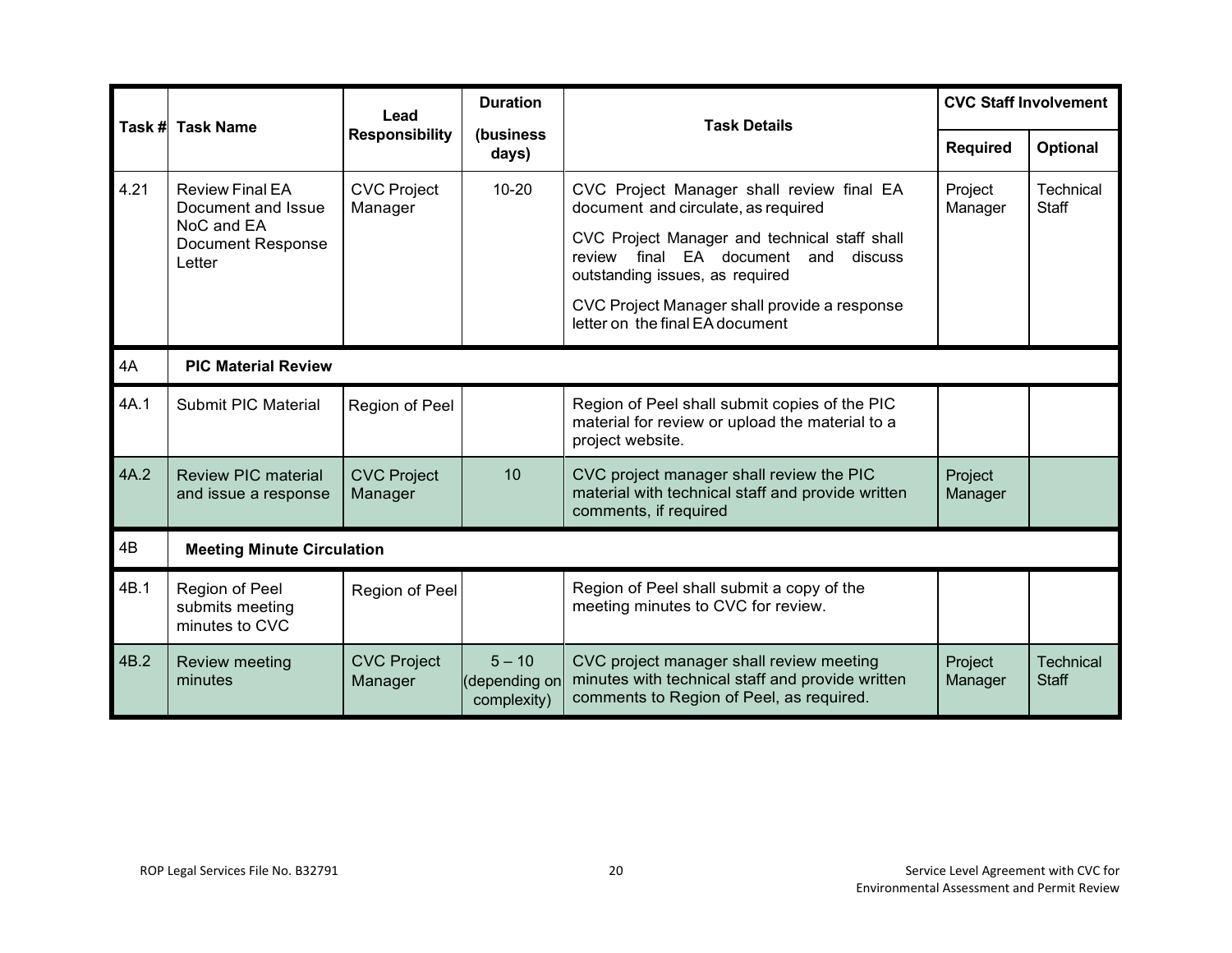| Task # | Task Name | Lead Responsibility | Duration (business days) | Task Details | CVC Staff Involvement | |
|---|---|---|---|---|---|---|
| | | | | | Required | Optional |
| 4.21 | Review Final EA Document and Issue NoC and EA Document Response Letter | CVC Project Manager | 10-20 | CVC Project Manager shall review final EA document and circulate, as required<br><br>CVC Project Manager and technical staff shall review final EA document and discuss outstanding issues, as required<br><br>CVC Project Manager shall provide a response letter on the final EA document | Project Manager | Technical Staff |
| 4A | **PIC Material Review** | | | | | |
| 4A.1 | Submit PIC Material | Region of Peel | | Region of Peel shall submit copies of the PIC material for review or upload the material to a project website. | | |
| 4A.2 | Review PIC material and issue a response | CVC Project Manager | 10 | CVC project manager shall review the PIC material with technical staff and provide written comments, if required | Project Manager | |
| 4B | **Meeting Minute Circulation** | | | | | |
| 4B.1 | Region of Peel submits meeting minutes to CVC | Region of Peel | | Region of Peel shall submit a copy of the meeting minutes to CVC for review. | | |
| 4B.2 | Review meeting minutes | CVC Project Manager | 5 – 10 (depending on complexity) | CVC project manager shall review meeting minutes with technical staff and provide written comments to Region of Peel, as required. | Project Manager | Technical Staff |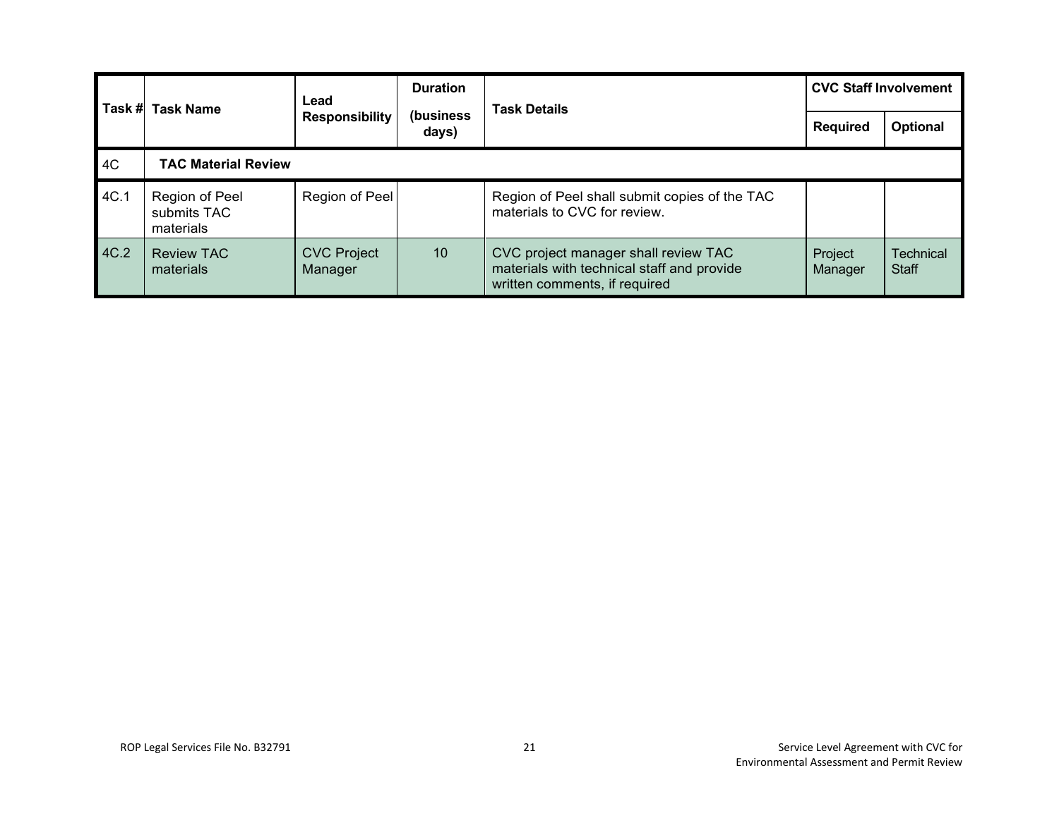| Task # | Task Name | Lead Responsibility | Duration (business days) | Task Details | CVC Staff Involvement | |
|---|---|---|---|---|---|---|
| | | | | | Required | Optional |
| 4C | **TAC Material Review** | | | | | |
| 4C.1 | Region of Peel submits TAC materials | Region of Peel | | Region of Peel shall submit copies of the TAC materials to CVC for review. | | |
| 4C.2 | Review TAC materials | CVC Project Manager | 10 | CVC project manager shall review TAC materials with technical staff and provide written comments, if required | Project Manager | Technical Staff |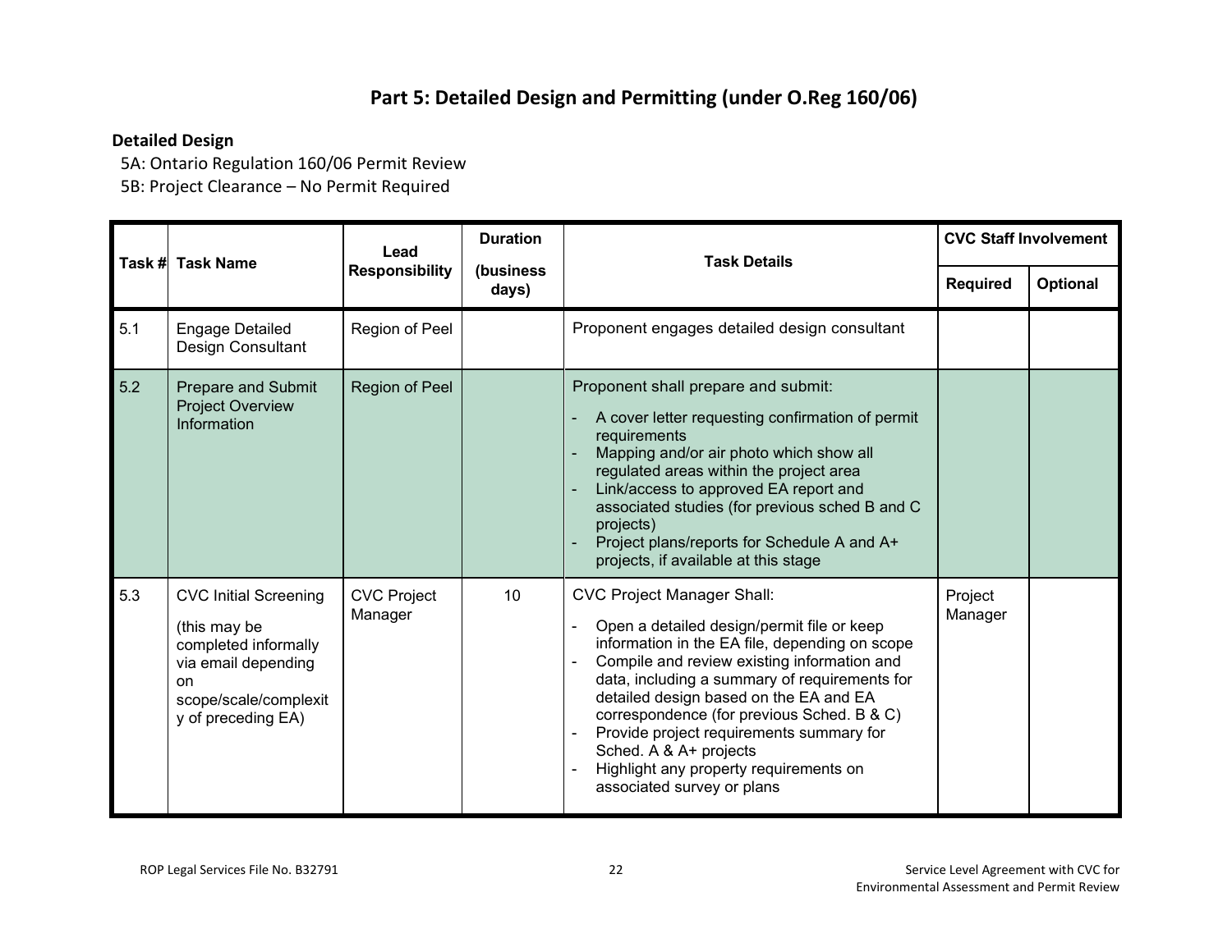## Part 5: Detailed Design and Permitting (under O.Reg 160/06)

**Detailed Design**

5A: Ontario Regulation 160/06 Permit Review

5B: Project Clearance – No Permit Required

| Task # | Task Name | Lead Responsibility | Duration (business days) | Task Details | CVC Staff Involvement | |
|---|---|---|---|---|---|---|
| | | | | | Required | Optional |
| 5.1 | Engage Detailed Design Consultant | Region of Peel | | Proponent engages detailed design consultant | | |
| 5.2 | Prepare and Submit Project Overview Information | Region of Peel | | Proponent shall prepare and submit:<br>- A cover letter requesting confirmation of permit requirements<br>- Mapping and/or air photo which show all regulated areas within the project area<br>- Link/access to approved EA report and associated studies (for previous sched B and C projects)<br>- Project plans/reports for Schedule A and A+ projects, if available at this stage | | |
| 5.3 | CVC Initial Screening<br>(this may be completed informally via email depending on scope/scale/complexity of preceding EA) | CVC Project Manager | 10 | CVC Project Manager Shall:<br>- Open a detailed design/permit file or keep information in the EA file, depending on scope<br>- Compile and review existing information and data, including a summary of requirements for detailed design based on the EA and EA correspondence (for previous Sched. B & C)<br>- Provide project requirements summary for Sched. A & A+ projects<br>- Highlight any property requirements on associated survey or plans | Project Manager | |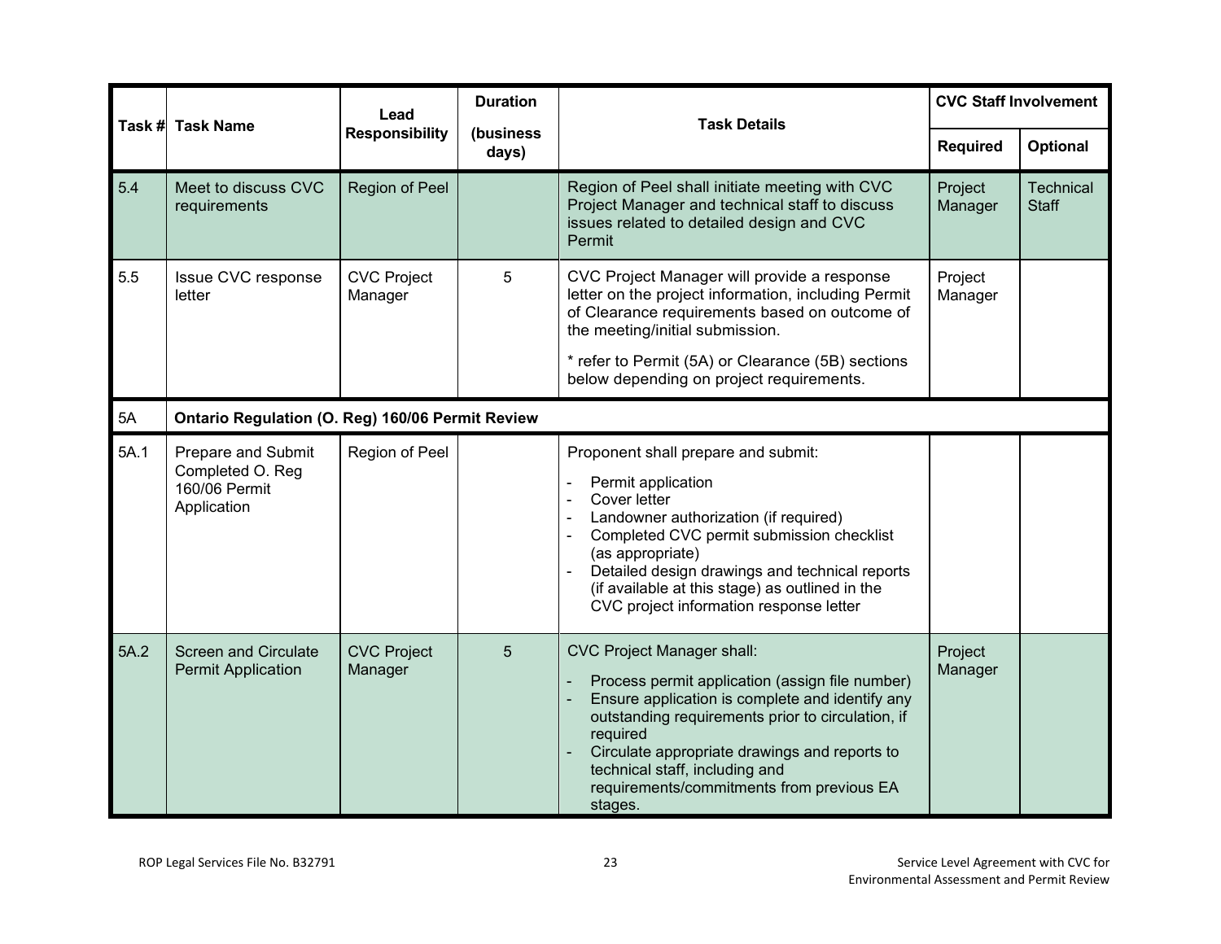| Task # | Task Name | Lead Responsibility | Duration (business days) | Task Details | CVC Staff Involvement | |
|---|---|---|---|---|---|---|
| | | | | | Required | Optional |
| 5.4 | Meet to discuss CVC requirements | Region of Peel | | Region of Peel shall initiate meeting with CVC Project Manager and technical staff to discuss issues related to detailed design and CVC Permit | Project Manager | Technical Staff |
| 5.5 | Issue CVC response letter | CVC Project Manager | 5 | CVC Project Manager will provide a response letter on the project information, including Permit of Clearance requirements based on outcome of the meeting/initial submission.<br><br>* refer to Permit (5A) or Clearance (5B) sections below depending on project requirements. | Project Manager | |
| 5A | **Ontario Regulation (O. Reg) 160/06 Permit Review** | | | | | |
| 5A.1 | Prepare and Submit Completed O. Reg 160/06 Permit Application | Region of Peel | | Proponent shall prepare and submit:<br>- Permit application<br>- Cover letter<br>- Landowner authorization (if required)<br>- Completed CVC permit submission checklist (as appropriate)<br>- Detailed design drawings and technical reports (if available at this stage) as outlined in the CVC project information response letter | | |
| 5A.2 | Screen and Circulate Permit Application | CVC Project Manager | 5 | CVC Project Manager shall:<br>- Process permit application (assign file number)<br>- Ensure application is complete and identify any outstanding requirements prior to circulation, if required<br>- Circulate appropriate drawings and reports to technical staff, including and requirements/commitments from previous EA stages. | Project Manager | |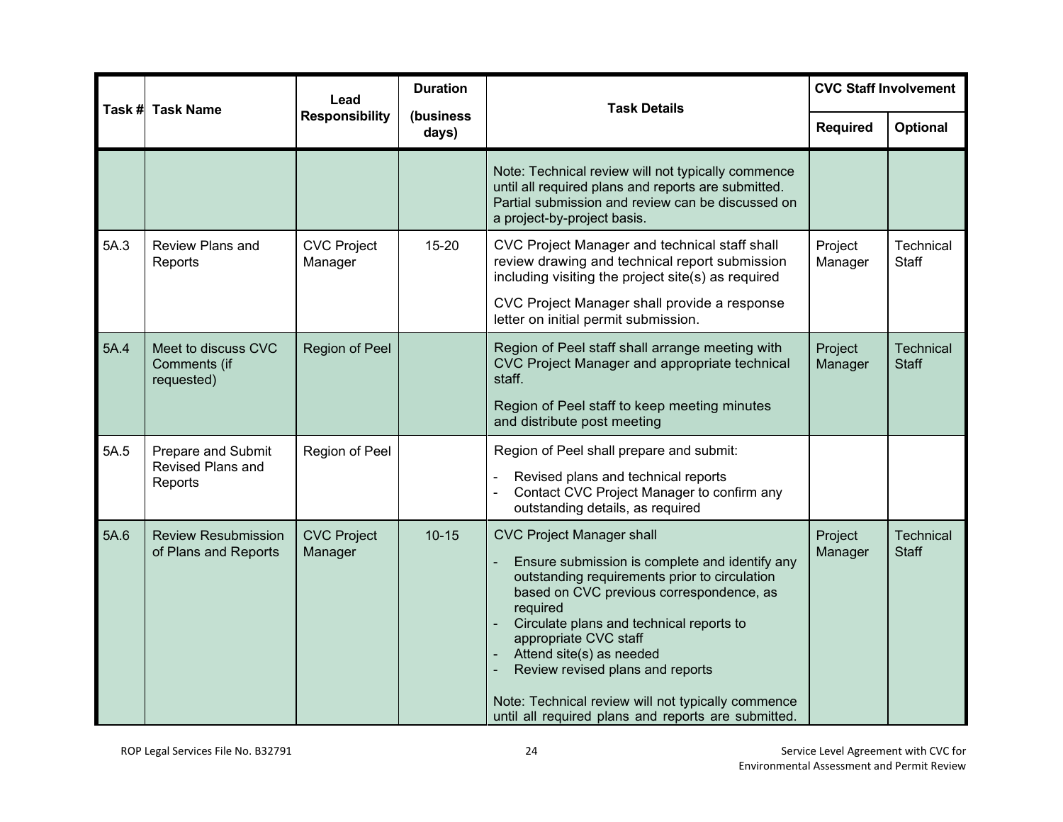| Task # | Task Name | Lead Responsibility | Duration (business days) | Task Details | CVC Staff Involvement | |
|---|---|---|---|---|---|---|
| | | | | | Required | Optional |
| | | | | Note: Technical review will not typically commence until all required plans and reports are submitted. Partial submission and review can be discussed on a project-by-project basis. | | |
| 5A.3 | Review Plans and Reports | CVC Project Manager | 15-20 | CVC Project Manager and technical staff shall review drawing and technical report submission including visiting the project site(s) as required<br><br>CVC Project Manager shall provide a response letter on initial permit submission. | Project Manager | Technical Staff |
| 5A.4 | Meet to discuss CVC Comments (if requested) | Region of Peel | | Region of Peel staff shall arrange meeting with CVC Project Manager and appropriate technical staff.<br><br>Region of Peel staff to keep meeting minutes and distribute post meeting | Project Manager | Technical Staff |
| 5A.5 | Prepare and Submit Revised Plans and Reports | Region of Peel | | Region of Peel shall prepare and submit:<br>- Revised plans and technical reports<br>- Contact CVC Project Manager to confirm any outstanding details, as required | | |
| 5A.6 | Review Resubmission of Plans and Reports | CVC Project Manager | 10-15 | CVC Project Manager shall<br>- Ensure submission is complete and identify any outstanding requirements prior to circulation based on CVC previous correspondence, as required<br>- Circulate plans and technical reports to appropriate CVC staff<br>- Attend site(s) as needed<br>- Review revised plans and reports<br><br>Note: Technical review will not typically commence until all required plans and reports are submitted. | Project Manager | Technical Staff |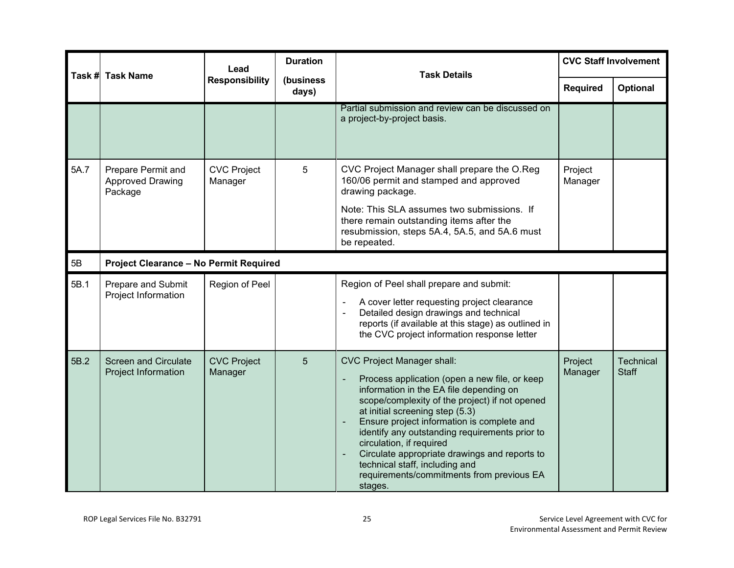| Task # | Task Name | Lead Responsibility | Duration (business days) | Task Details | CVC Staff Involvement | |
|---|---|---|---|---|---|---|
| | | | | | Required | Optional |
| | | | | Partial submission and review can be discussed on a project-by-project basis. | | |
| 5A.7 | Prepare Permit and Approved Drawing Package | CVC Project Manager | 5 | CVC Project Manager shall prepare the O.Reg 160/06 permit and stamped and approved drawing package.<br><br>Note: This SLA assumes two submissions. If there remain outstanding items after the resubmission, steps 5A.4, 5A.5, and 5A.6 must be repeated. | Project Manager | |
| 5B | **Project Clearance – No Permit Required** | | | | | |
| 5B.1 | Prepare and Submit Project Information | Region of Peel | | Region of Peel shall prepare and submit:<br>- A cover letter requesting project clearance<br>- Detailed design drawings and technical reports (if available at this stage) as outlined in the CVC project information response letter | | |
| 5B.2 | Screen and Circulate Project Information | CVC Project Manager | 5 | CVC Project Manager shall:<br>- Process application (open a new file, or keep information in the EA file depending on scope/complexity of the project) if not opened at initial screening step (5.3)<br>- Ensure project information is complete and identify any outstanding requirements prior to circulation, if required<br>- Circulate appropriate drawings and reports to technical staff, including and requirements/commitments from previous EA stages. | Project Manager | Technical Staff |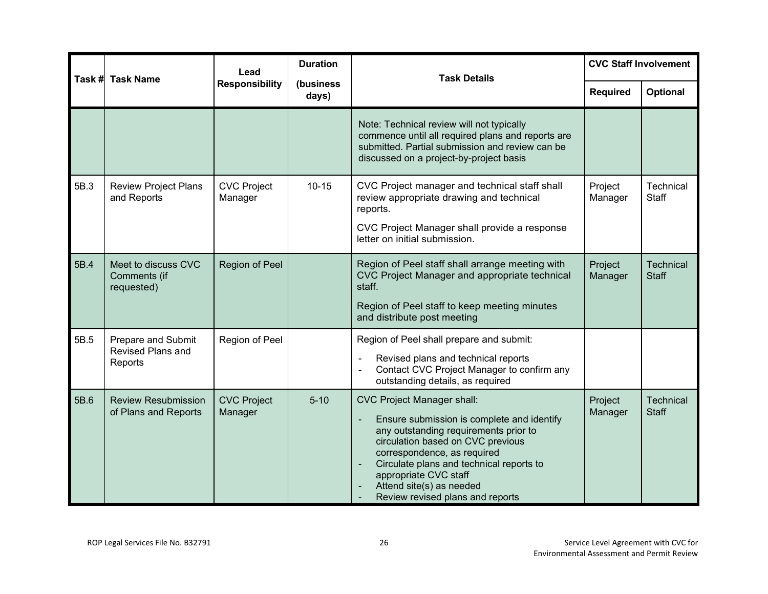| Task # | Task Name | Lead Responsibility | Duration (business days) | Task Details | CVC Staff Involvement | |
|---|---|---|---|---|---|---|
| | | | | | Required | Optional |
| | | | | Note: Technical review will not typically commence until all required plans and reports are submitted. Partial submission and review can be discussed on a project-by-project basis | | |
| 5B.3 | Review Project Plans and Reports | CVC Project Manager | 10-15 | CVC Project manager and technical staff shall review appropriate drawing and technical reports.<br><br>CVC Project Manager shall provide a response letter on initial submission. | Project Manager | Technical Staff |
| 5B.4 | Meet to discuss CVC Comments (if requested) | Region of Peel | | Region of Peel staff shall arrange meeting with CVC Project Manager and appropriate technical staff.<br><br>Region of Peel staff to keep meeting minutes and distribute post meeting | Project Manager | Technical Staff |
| 5B.5 | Prepare and Submit Revised Plans and Reports | Region of Peel | | Region of Peel shall prepare and submit:<br>- Revised plans and technical reports<br>- Contact CVC Project Manager to confirm any outstanding details, as required | | |
| 5B.6 | Review Resubmission of Plans and Reports | CVC Project Manager | 5-10 | CVC Project Manager shall:<br>- Ensure submission is complete and identify any outstanding requirements prior to circulation based on CVC previous correspondence, as required<br>- Circulate plans and technical reports to appropriate CVC staff<br>- Attend site(s) as needed<br>- Review revised plans and reports | Project Manager | Technical Staff |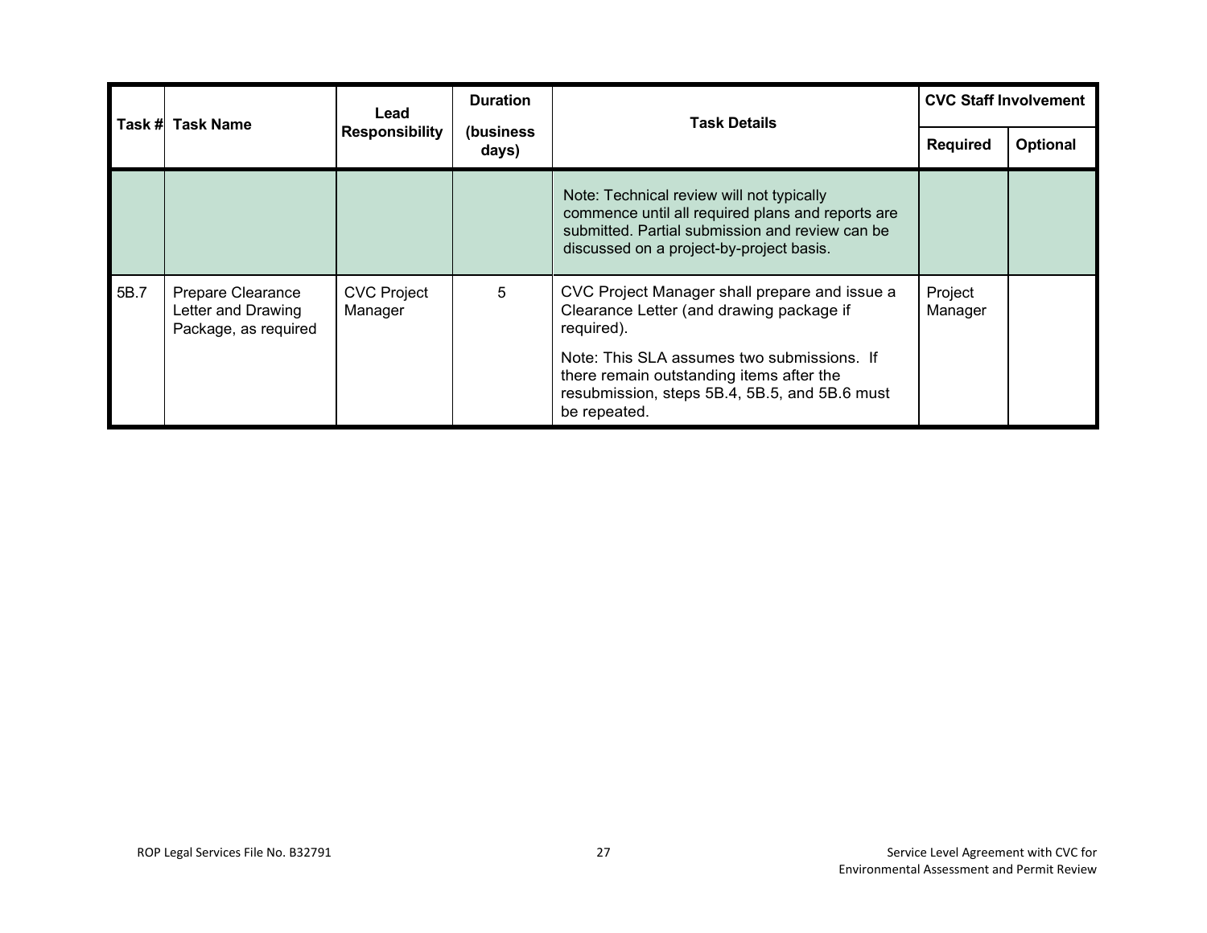| Task # | Task Name | Lead Responsibility | Duration (business days) | Task Details | CVC Staff Involvement | |
|---|---|---|---|---|---|---|
| | | | | | Required | Optional |
| | | | | Note: Technical review will not typically commence until all required plans and reports are submitted. Partial submission and review can be discussed on a project-by-project basis. | | |
| 5B.7 | Prepare Clearance Letter and Drawing Package, as required | CVC Project Manager | 5 | CVC Project Manager shall prepare and issue a Clearance Letter (and drawing package if required).<br><br>Note: This SLA assumes two submissions. If there remain outstanding items after the resubmission, steps 5B.4, 5B.5, and 5B.6 must be repeated. | Project Manager | |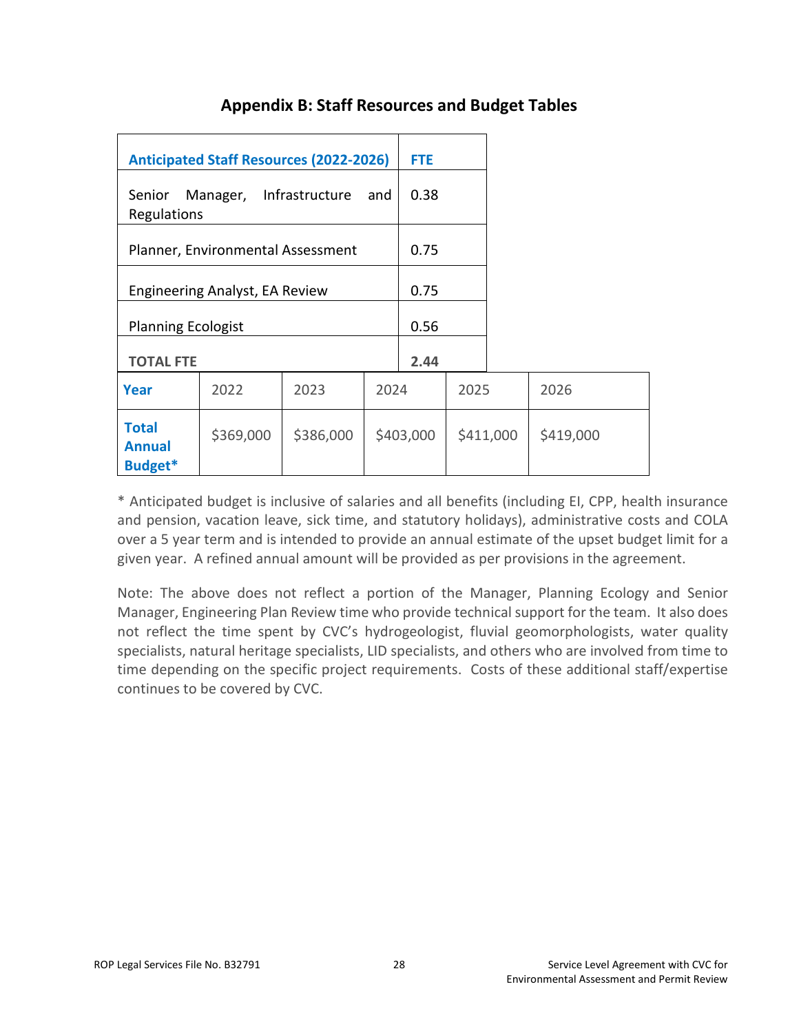## Appendix B: Staff Resources and Budget Tables

| Anticipated Staff Resources (2022-2026) | FTE |
|---|---|
| Senior Manager, Infrastructure and Regulations | 0.38 |
| Planner, Environmental Assessment | 0.75 |
| Engineering Analyst, EA Review | 0.75 |
| Planning Ecologist | 0.56 |
| **TOTAL FTE** | **2.44** |

| Year | 2022 | 2023 | 2024 | 2025 | 2026 |
|---|---|---|---|---|---|
| **Total Annual Budget*** | $369,000 | $386,000 | $403,000 | $411,000 | $419,000 |

* Anticipated budget is inclusive of salaries and all benefits (including EI, CPP, health insurance and pension, vacation leave, sick time, and statutory holidays), administrative costs and COLA over a 5 year term and is intended to provide an annual estimate of the upset budget limit for a given year. A refined annual amount will be provided as per provisions in the agreement.

Note: The above does not reflect a portion of the Manager, Planning Ecology and Senior Manager, Engineering Plan Review time who provide technical support for the team. It also does not reflect the time spent by CVC's hydrogeologist, fluvial geomorphologists, water quality specialists, natural heritage specialists, LID specialists, and others who are involved from time to time depending on the specific project requirements. Costs of these additional staff/expertise continues to be covered by CVC.